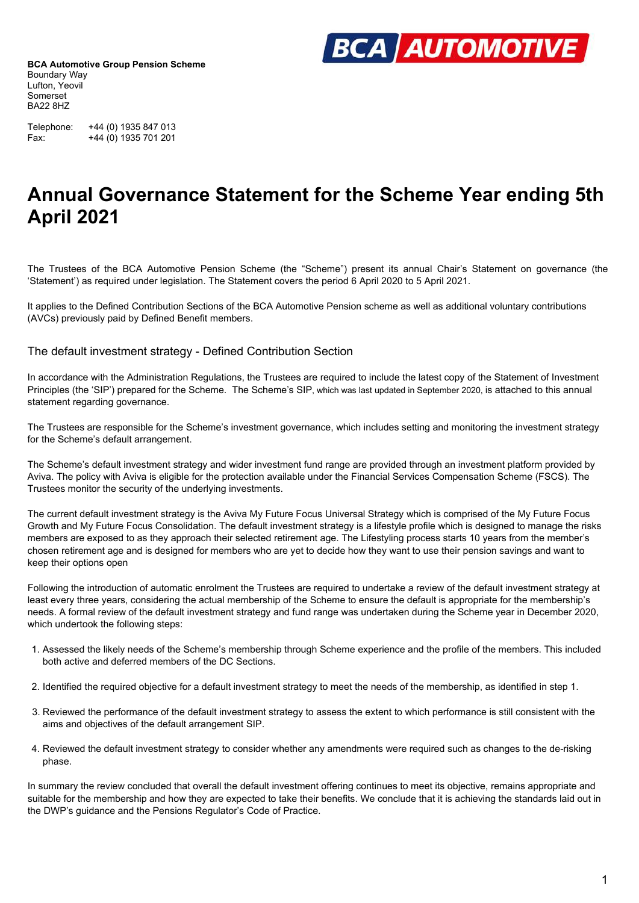**BCA Automotive Group Pension Scheme**
Boundary Way
Lufton, Yeovil
Somerset
BA22 8HZ

Telephone: +44 (0) 1935 847 013
Fax: +44 (0) 1935 701 201

# Annual Governance Statement for the Scheme Year ending 5th April 2021

The Trustees of the BCA Automotive Pension Scheme (the "Scheme") present its annual Chair's Statement on governance (the 'Statement') as required under legislation. The Statement covers the period 6 April 2020 to 5 April 2021.

It applies to the Defined Contribution Sections of the BCA Automotive Pension scheme as well as additional voluntary contributions (AVCs) previously paid by Defined Benefit members.

## The default investment strategy - Defined Contribution Section

In accordance with the Administration Regulations, the Trustees are required to include the latest copy of the Statement of Investment Principles (the 'SIP') prepared for the Scheme. The Scheme's SIP, which was last updated in September 2020, is attached to this annual statement regarding governance.

The Trustees are responsible for the Scheme's investment governance, which includes setting and monitoring the investment strategy for the Scheme's default arrangement.

The Scheme's default investment strategy and wider investment fund range are provided through an investment platform provided by Aviva. The policy with Aviva is eligible for the protection available under the Financial Services Compensation Scheme (FSCS). The Trustees monitor the security of the underlying investments.

The current default investment strategy is the Aviva My Future Focus Universal Strategy which is comprised of the My Future Focus Growth and My Future Focus Consolidation. The default investment strategy is a lifestyle profile which is designed to manage the risks members are exposed to as they approach their selected retirement age. The Lifestyling process starts 10 years from the member's chosen retirement age and is designed for members who are yet to decide how they want to use their pension savings and want to keep their options open

Following the introduction of automatic enrolment the Trustees are required to undertake a review of the default investment strategy at least every three years, considering the actual membership of the Scheme to ensure the default is appropriate for the membership's needs. A formal review of the default investment strategy and fund range was undertaken during the Scheme year in December 2020, which undertook the following steps:

1. Assessed the likely needs of the Scheme's membership through Scheme experience and the profile of the members. This included both active and deferred members of the DC Sections.
2. Identified the required objective for a default investment strategy to meet the needs of the membership, as identified in step 1.
3. Reviewed the performance of the default investment strategy to assess the extent to which performance is still consistent with the aims and objectives of the default arrangement SIP.
4. Reviewed the default investment strategy to consider whether any amendments were required such as changes to the de-risking phase.

In summary the review concluded that overall the default investment offering continues to meet its objective, remains appropriate and suitable for the membership and how they are expected to take their benefits. We conclude that it is achieving the standards laid out in the DWP's guidance and the Pensions Regulator's Code of Practice.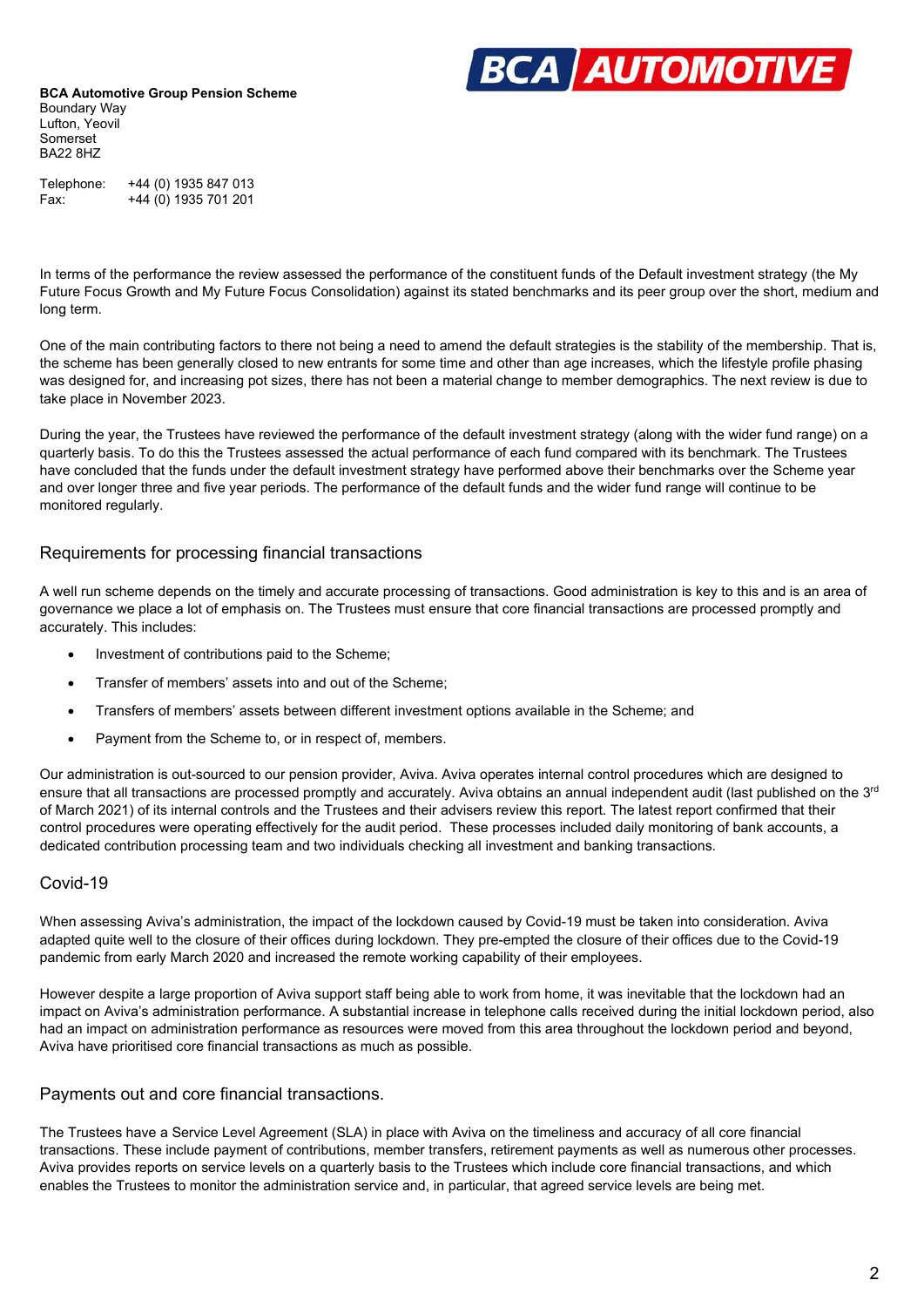**BCA Automotive Group Pension Scheme**
Boundary Way
Lufton, Yeovil
Somerset
BA22 8HZ

Telephone: +44 (0) 1935 847 013
Fax: +44 (0) 1935 701 201

In terms of the performance the review assessed the performance of the constituent funds of the Default investment strategy (the My Future Focus Growth and My Future Focus Consolidation) against its stated benchmarks and its peer group over the short, medium and long term.

One of the main contributing factors to there not being a need to amend the default strategies is the stability of the membership. That is, the scheme has been generally closed to new entrants for some time and other than age increases, which the lifestyle profile phasing was designed for, and increasing pot sizes, there has not been a material change to member demographics. The next review is due to take place in November 2023.

During the year, the Trustees have reviewed the performance of the default investment strategy (along with the wider fund range) on a quarterly basis. To do this the Trustees assessed the actual performance of each fund compared with its benchmark. The Trustees have concluded that the funds under the default investment strategy have performed above their benchmarks over the Scheme year and over longer three and five year periods. The performance of the default funds and the wider fund range will continue to be monitored regularly.

## Requirements for processing financial transactions

A well run scheme depends on the timely and accurate processing of transactions. Good administration is key to this and is an area of governance we place a lot of emphasis on. The Trustees must ensure that core financial transactions are processed promptly and accurately. This includes:

- Investment of contributions paid to the Scheme;
- Transfer of members' assets into and out of the Scheme;
- Transfers of members' assets between different investment options available in the Scheme; and
- Payment from the Scheme to, or in respect of, members.

Our administration is out-sourced to our pension provider, Aviva. Aviva operates internal control procedures which are designed to ensure that all transactions are processed promptly and accurately. Aviva obtains an annual independent audit (last published on the 3rd of March 2021) of its internal controls and the Trustees and their advisers review this report. The latest report confirmed that their control procedures were operating effectively for the audit period. These processes included daily monitoring of bank accounts, a dedicated contribution processing team and two individuals checking all investment and banking transactions.

## Covid-19

When assessing Aviva's administration, the impact of the lockdown caused by Covid-19 must be taken into consideration. Aviva adapted quite well to the closure of their offices during lockdown. They pre-empted the closure of their offices due to the Covid-19 pandemic from early March 2020 and increased the remote working capability of their employees.

However despite a large proportion of Aviva support staff being able to work from home, it was inevitable that the lockdown had an impact on Aviva's administration performance. A substantial increase in telephone calls received during the initial lockdown period, also had an impact on administration performance as resources were moved from this area throughout the lockdown period and beyond, Aviva have prioritised core financial transactions as much as possible.

## Payments out and core financial transactions.

The Trustees have a Service Level Agreement (SLA) in place with Aviva on the timeliness and accuracy of all core financial transactions. These include payment of contributions, member transfers, retirement payments as well as numerous other processes. Aviva provides reports on service levels on a quarterly basis to the Trustees which include core financial transactions, and which enables the Trustees to monitor the administration service and, in particular, that agreed service levels are being met.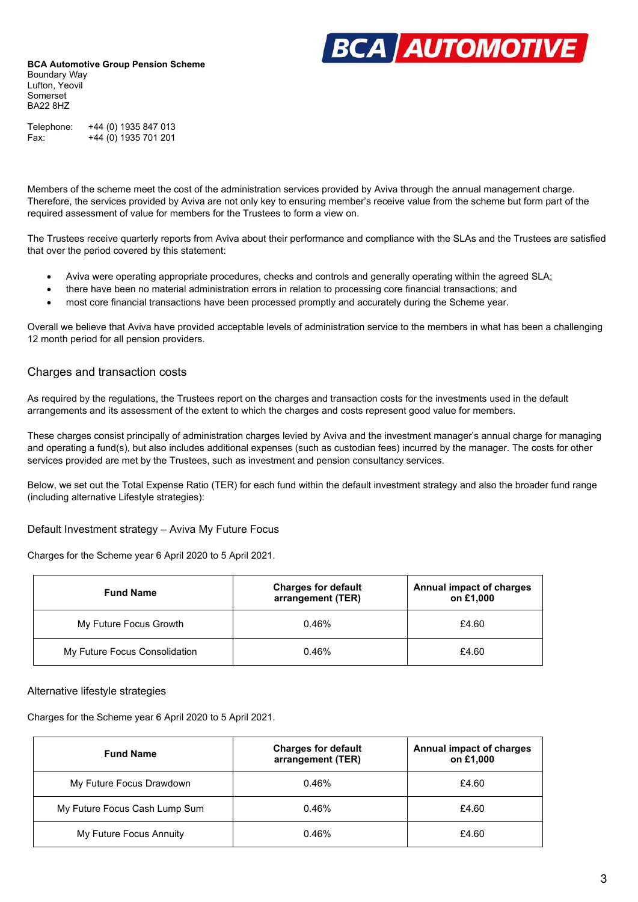**BCA Automotive Group Pension Scheme**
Boundary Way
Lufton, Yeovil
Somerset
BA22 8HZ

Telephone: +44 (0) 1935 847 013
Fax: +44 (0) 1935 701 201

Members of the scheme meet the cost of the administration services provided by Aviva through the annual management charge. Therefore, the services provided by Aviva are not only key to ensuring member's receive value from the scheme but form part of the required assessment of value for members for the Trustees to form a view on.

The Trustees receive quarterly reports from Aviva about their performance and compliance with the SLAs and the Trustees are satisfied that over the period covered by this statement:

- Aviva were operating appropriate procedures, checks and controls and generally operating within the agreed SLA;
- there have been no material administration errors in relation to processing core financial transactions; and
- most core financial transactions have been processed promptly and accurately during the Scheme year.

Overall we believe that Aviva have provided acceptable levels of administration service to the members in what has been a challenging 12 month period for all pension providers.

## Charges and transaction costs

As required by the regulations, the Trustees report on the charges and transaction costs for the investments used in the default arrangements and its assessment of the extent to which the charges and costs represent good value for members.

These charges consist principally of administration charges levied by Aviva and the investment manager's annual charge for managing and operating a fund(s), but also includes additional expenses (such as custodian fees) incurred by the manager. The costs for other services provided are met by the Trustees, such as investment and pension consultancy services.

Below, we set out the Total Expense Ratio (TER) for each fund within the default investment strategy and also the broader fund range (including alternative Lifestyle strategies):

### Default Investment strategy – Aviva My Future Focus

Charges for the Scheme year 6 April 2020 to 5 April 2021.

| Fund Name | Charges for default arrangement (TER) | Annual impact of charges on £1,000 |
|---|---|---|
| My Future Focus Growth | 0.46% | £4.60 |
| My Future Focus Consolidation | 0.46% | £4.60 |

### Alternative lifestyle strategies

Charges for the Scheme year 6 April 2020 to 5 April 2021.

| Fund Name | Charges for default arrangement (TER) | Annual impact of charges on £1,000 |
|---|---|---|
| My Future Focus Drawdown | 0.46% | £4.60 |
| My Future Focus Cash Lump Sum | 0.46% | £4.60 |
| My Future Focus Annuity | 0.46% | £4.60 |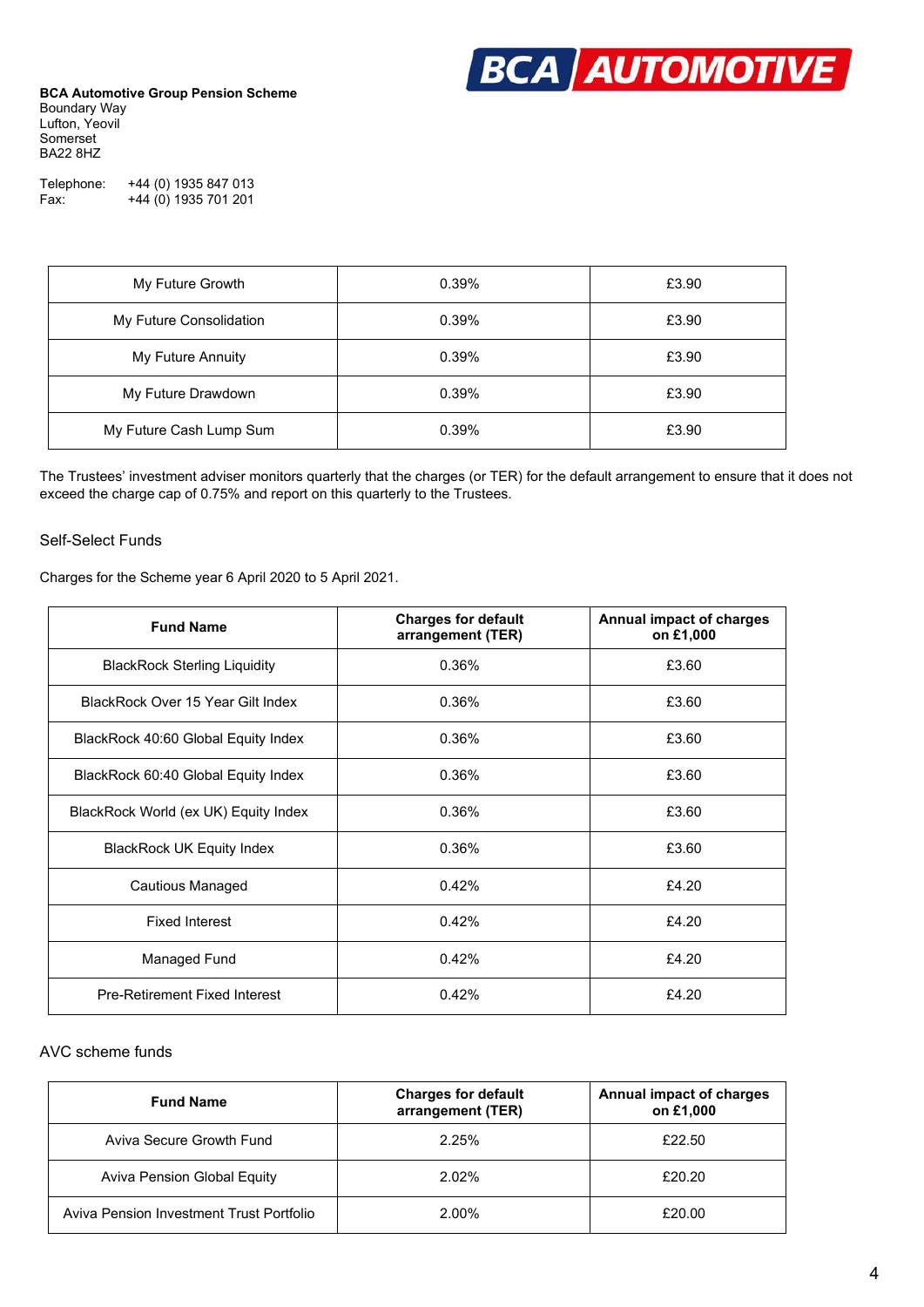**BCA Automotive Group Pension Scheme**
Boundary Way
Lufton, Yeovil
Somerset
BA22 8HZ

Telephone: +44 (0) 1935 847 013
Fax: +44 (0) 1935 701 201

| | | |
|---|---|---|
| My Future Growth | 0.39% | £3.90 |
| My Future Consolidation | 0.39% | £3.90 |
| My Future Annuity | 0.39% | £3.90 |
| My Future Drawdown | 0.39% | £3.90 |
| My Future Cash Lump Sum | 0.39% | £3.90 |

The Trustees' investment adviser monitors quarterly that the charges (or TER) for the default arrangement to ensure that it does not exceed the charge cap of 0.75% and report on this quarterly to the Trustees.

Self-Select Funds

Charges for the Scheme year 6 April 2020 to 5 April 2021.

| Fund Name | Charges for default arrangement (TER) | Annual impact of charges on £1,000 |
|---|---|---|
| BlackRock Sterling Liquidity | 0.36% | £3.60 |
| BlackRock Over 15 Year Gilt Index | 0.36% | £3.60 |
| BlackRock 40:60 Global Equity Index | 0.36% | £3.60 |
| BlackRock 60:40 Global Equity Index | 0.36% | £3.60 |
| BlackRock World (ex UK) Equity Index | 0.36% | £3.60 |
| BlackRock UK Equity Index | 0.36% | £3.60 |
| Cautious Managed | 0.42% | £4.20 |
| Fixed Interest | 0.42% | £4.20 |
| Managed Fund | 0.42% | £4.20 |
| Pre-Retirement Fixed Interest | 0.42% | £4.20 |

AVC scheme funds

| Fund Name | Charges for default arrangement (TER) | Annual impact of charges on £1,000 |
|---|---|---|
| Aviva Secure Growth Fund | 2.25% | £22.50 |
| Aviva Pension Global Equity | 2.02% | £20.20 |
| Aviva Pension Investment Trust Portfolio | 2.00% | £20.00 |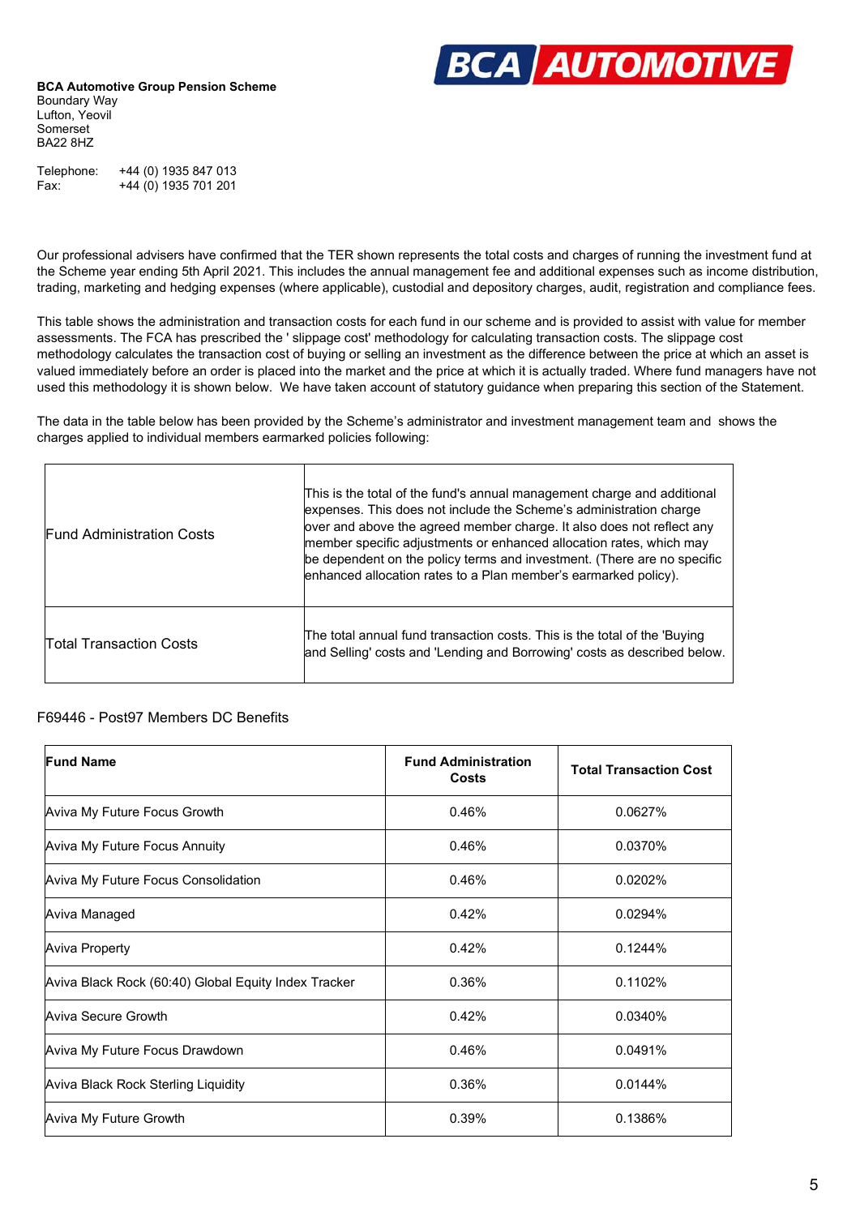**BCA Automotive Group Pension Scheme**
Boundary Way
Lufton, Yeovil
Somerset
BA22 8HZ

Telephone: +44 (0) 1935 847 013
Fax: +44 (0) 1935 701 201

Our professional advisers have confirmed that the TER shown represents the total costs and charges of running the investment fund at the Scheme year ending 5th April 2021. This includes the annual management fee and additional expenses such as income distribution, trading, marketing and hedging expenses (where applicable), custodial and depository charges, audit, registration and compliance fees.

This table shows the administration and transaction costs for each fund in our scheme and is provided to assist with value for member assessments. The FCA has prescribed the ' slippage cost' methodology for calculating transaction costs. The slippage cost methodology calculates the transaction cost of buying or selling an investment as the difference between the price at which an asset is valued immediately before an order is placed into the market and the price at which it is actually traded. Where fund managers have not used this methodology it is shown below. We have taken account of statutory guidance when preparing this section of the Statement.

The data in the table below has been provided by the Scheme's administrator and investment management team and shows the charges applied to individual members earmarked policies following:

| | |
|---|---|
| Fund Administration Costs | This is the total of the fund's annual management charge and additional expenses. This does not include the Scheme's administration charge over and above the agreed member charge. It also does not reflect any member specific adjustments or enhanced allocation rates, which may be dependent on the policy terms and investment. (There are no specific enhanced allocation rates to a Plan member's earmarked policy). |
| Total Transaction Costs | The total annual fund transaction costs. This is the total of the 'Buying and Selling' costs and 'Lending and Borrowing' costs as described below. |

F69446 - Post97 Members DC Benefits

| **Fund Name** | **Fund Administration Costs** | **Total Transaction Cost** |
|---|---|---|
| Aviva My Future Focus Growth | 0.46% | 0.0627% |
| Aviva My Future Focus Annuity | 0.46% | 0.0370% |
| Aviva My Future Focus Consolidation | 0.46% | 0.0202% |
| Aviva Managed | 0.42% | 0.0294% |
| Aviva Property | 0.42% | 0.1244% |
| Aviva Black Rock (60:40) Global Equity Index Tracker | 0.36% | 0.1102% |
| Aviva Secure Growth | 0.42% | 0.0340% |
| Aviva My Future Focus Drawdown | 0.46% | 0.0491% |
| Aviva Black Rock Sterling Liquidity | 0.36% | 0.0144% |
| Aviva My Future Growth | 0.39% | 0.1386% |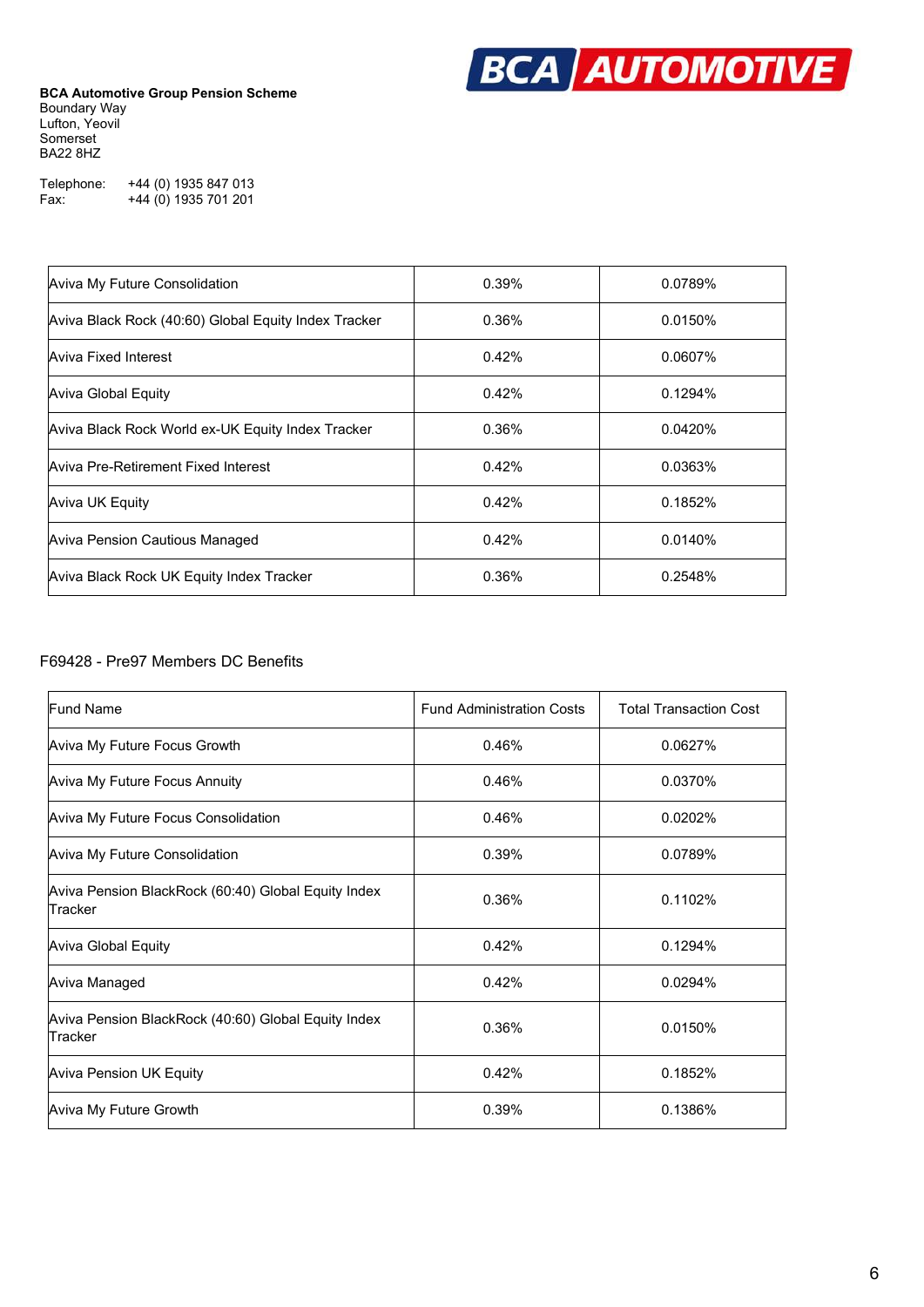**BCA Automotive Group Pension Scheme**
Boundary Way
Lufton, Yeovil
Somerset
BA22 8HZ

Telephone: +44 (0) 1935 847 013
Fax: +44 (0) 1935 701 201

| | | |
|---|---|---|
| Aviva My Future Consolidation | 0.39% | 0.0789% |
| Aviva Black Rock (40:60) Global Equity Index Tracker | 0.36% | 0.0150% |
| Aviva Fixed Interest | 0.42% | 0.0607% |
| Aviva Global Equity | 0.42% | 0.1294% |
| Aviva Black Rock World ex-UK Equity Index Tracker | 0.36% | 0.0420% |
| Aviva Pre-Retirement Fixed Interest | 0.42% | 0.0363% |
| Aviva UK Equity | 0.42% | 0.1852% |
| Aviva Pension Cautious Managed | 0.42% | 0.0140% |
| Aviva Black Rock UK Equity Index Tracker | 0.36% | 0.2548% |

F69428 - Pre97 Members DC Benefits

| Fund Name | Fund Administration Costs | Total Transaction Cost |
|---|---|---|
| Aviva My Future Focus Growth | 0.46% | 0.0627% |
| Aviva My Future Focus Annuity | 0.46% | 0.0370% |
| Aviva My Future Focus Consolidation | 0.46% | 0.0202% |
| Aviva My Future Consolidation | 0.39% | 0.0789% |
| Aviva Pension BlackRock (60:40) Global Equity Index Tracker | 0.36% | 0.1102% |
| Aviva Global Equity | 0.42% | 0.1294% |
| Aviva Managed | 0.42% | 0.0294% |
| Aviva Pension BlackRock (40:60) Global Equity Index Tracker | 0.36% | 0.0150% |
| Aviva Pension UK Equity | 0.42% | 0.1852% |
| Aviva My Future Growth | 0.39% | 0.1386% |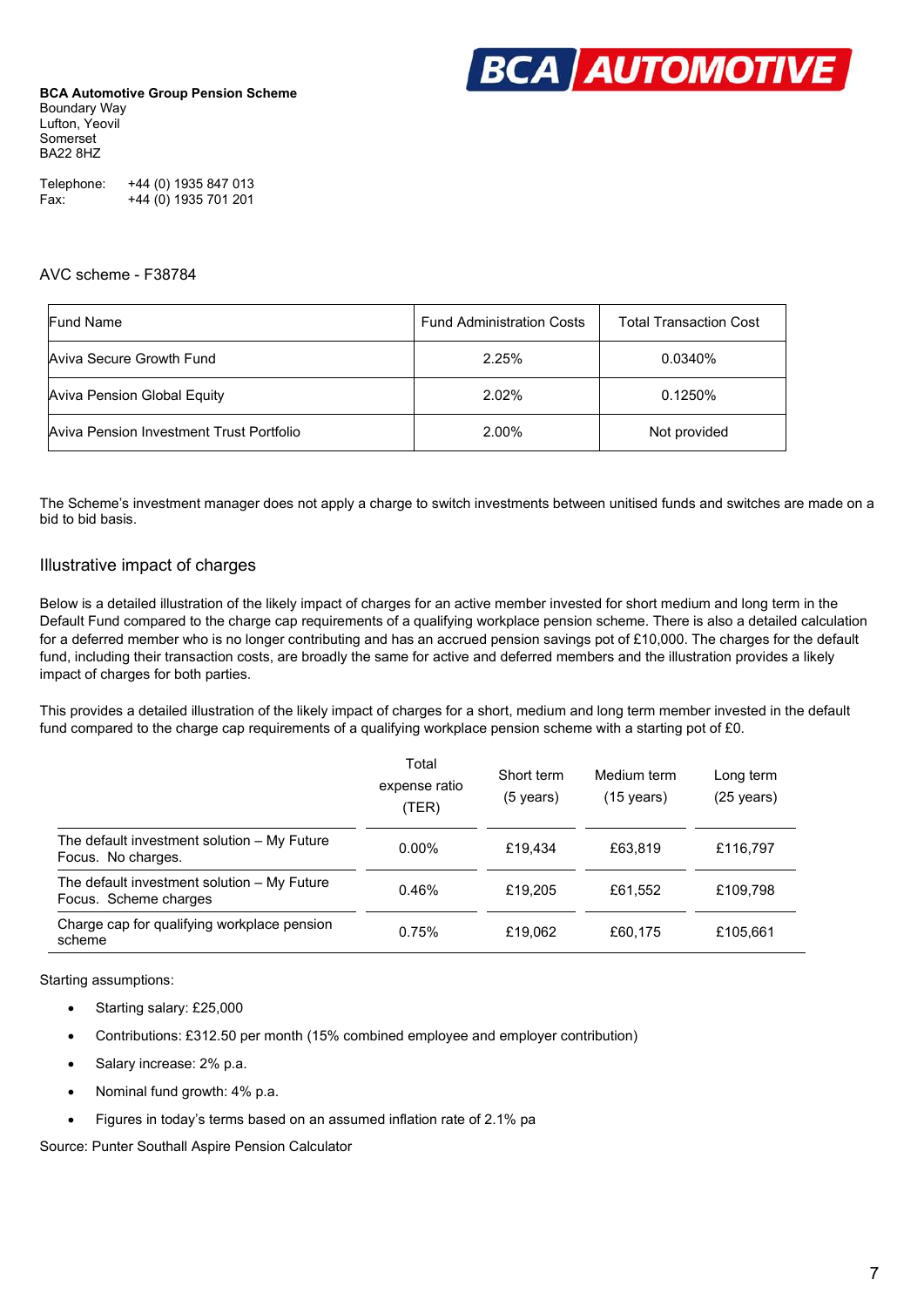**BCA Automotive Group Pension Scheme**
Boundary Way
Lufton, Yeovil
Somerset
BA22 8HZ

Telephone: +44 (0) 1935 847 013
Fax: +44 (0) 1935 701 201

## AVC scheme - F38784

| Fund Name | Fund Administration Costs | Total Transaction Cost |
|---|---|---|
| Aviva Secure Growth Fund | 2.25% | 0.0340% |
| Aviva Pension Global Equity | 2.02% | 0.1250% |
| Aviva Pension Investment Trust Portfolio | 2.00% | Not provided |

The Scheme's investment manager does not apply a charge to switch investments between unitised funds and switches are made on a bid to bid basis.

## Illustrative impact of charges

Below is a detailed illustration of the likely impact of charges for an active member invested for short medium and long term in the Default Fund compared to the charge cap requirements of a qualifying workplace pension scheme. There is also a detailed calculation for a deferred member who is no longer contributing and has an accrued pension savings pot of £10,000. The charges for the default fund, including their transaction costs, are broadly the same for active and deferred members and the illustration provides a likely impact of charges for both parties.

This provides a detailed illustration of the likely impact of charges for a short, medium and long term member invested in the default fund compared to the charge cap requirements of a qualifying workplace pension scheme with a starting pot of £0.

| | Total expense ratio (TER) | Short term (5 years) | Medium term (15 years) | Long term (25 years) |
|---|---|---|---|---|
| The default investment solution – My Future Focus. No charges. | 0.00% | £19,434 | £63,819 | £116,797 |
| The default investment solution – My Future Focus. Scheme charges | 0.46% | £19,205 | £61,552 | £109,798 |
| Charge cap for qualifying workplace pension scheme | 0.75% | £19,062 | £60,175 | £105,661 |

Starting assumptions:

- Starting salary: £25,000
- Contributions: £312.50 per month (15% combined employee and employer contribution)
- Salary increase: 2% p.a.
- Nominal fund growth: 4% p.a.
- Figures in today's terms based on an assumed inflation rate of 2.1% pa

Source: Punter Southall Aspire Pension Calculator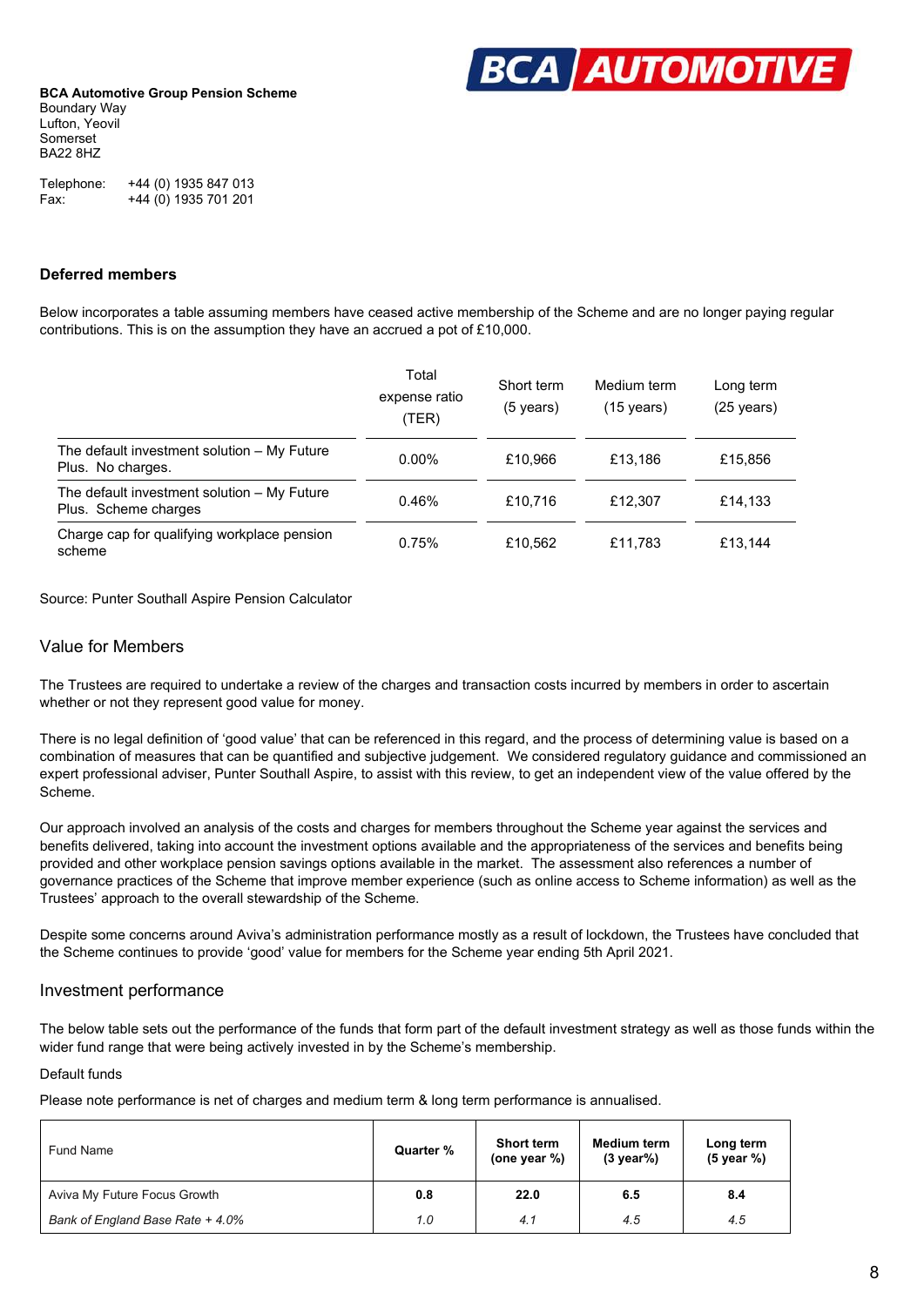**BCA Automotive Group Pension Scheme**
Boundary Way
Lufton, Yeovil
Somerset
BA22 8HZ

Telephone: +44 (0) 1935 847 013
Fax: +44 (0) 1935 701 201

### Deferred members

Below incorporates a table assuming members have ceased active membership of the Scheme and are no longer paying regular contributions. This is on the assumption they have an accrued a pot of £10,000.

| | Total expense ratio (TER) | Short term (5 years) | Medium term (15 years) | Long term (25 years) |
|---|---|---|---|---|
| The default investment solution – My Future Plus. No charges. | 0.00% | £10,966 | £13,186 | £15,856 |
| The default investment solution – My Future Plus. Scheme charges | 0.46% | £10,716 | £12,307 | £14,133 |
| Charge cap for qualifying workplace pension scheme | 0.75% | £10,562 | £11,783 | £13,144 |

Source: Punter Southall Aspire Pension Calculator

## Value for Members

The Trustees are required to undertake a review of the charges and transaction costs incurred by members in order to ascertain whether or not they represent good value for money.

There is no legal definition of 'good value' that can be referenced in this regard, and the process of determining value is based on a combination of measures that can be quantified and subjective judgement. We considered regulatory guidance and commissioned an expert professional adviser, Punter Southall Aspire, to assist with this review, to get an independent view of the value offered by the Scheme.

Our approach involved an analysis of the costs and charges for members throughout the Scheme year against the services and benefits delivered, taking into account the investment options available and the appropriateness of the services and benefits being provided and other workplace pension savings options available in the market. The assessment also references a number of governance practices of the Scheme that improve member experience (such as online access to Scheme information) as well as the Trustees' approach to the overall stewardship of the Scheme.

Despite some concerns around Aviva's administration performance mostly as a result of lockdown, the Trustees have concluded that the Scheme continues to provide 'good' value for members for the Scheme year ending 5th April 2021.

## Investment performance

The below table sets out the performance of the funds that form part of the default investment strategy as well as those funds within the wider fund range that were being actively invested in by the Scheme's membership.

Default funds

Please note performance is net of charges and medium term & long term performance is annualised.

| Fund Name | **Quarter %** | **Short term (one year %)** | **Medium term (3 year%)** | **Long term (5 year %)** |
|---|---|---|---|---|
| Aviva My Future Focus Growth | **0.8** | **22.0** | **6.5** | **8.4** |
| *Bank of England Base Rate + 4.0%* | *1.0* | *4.1* | *4.5* | *4.5* |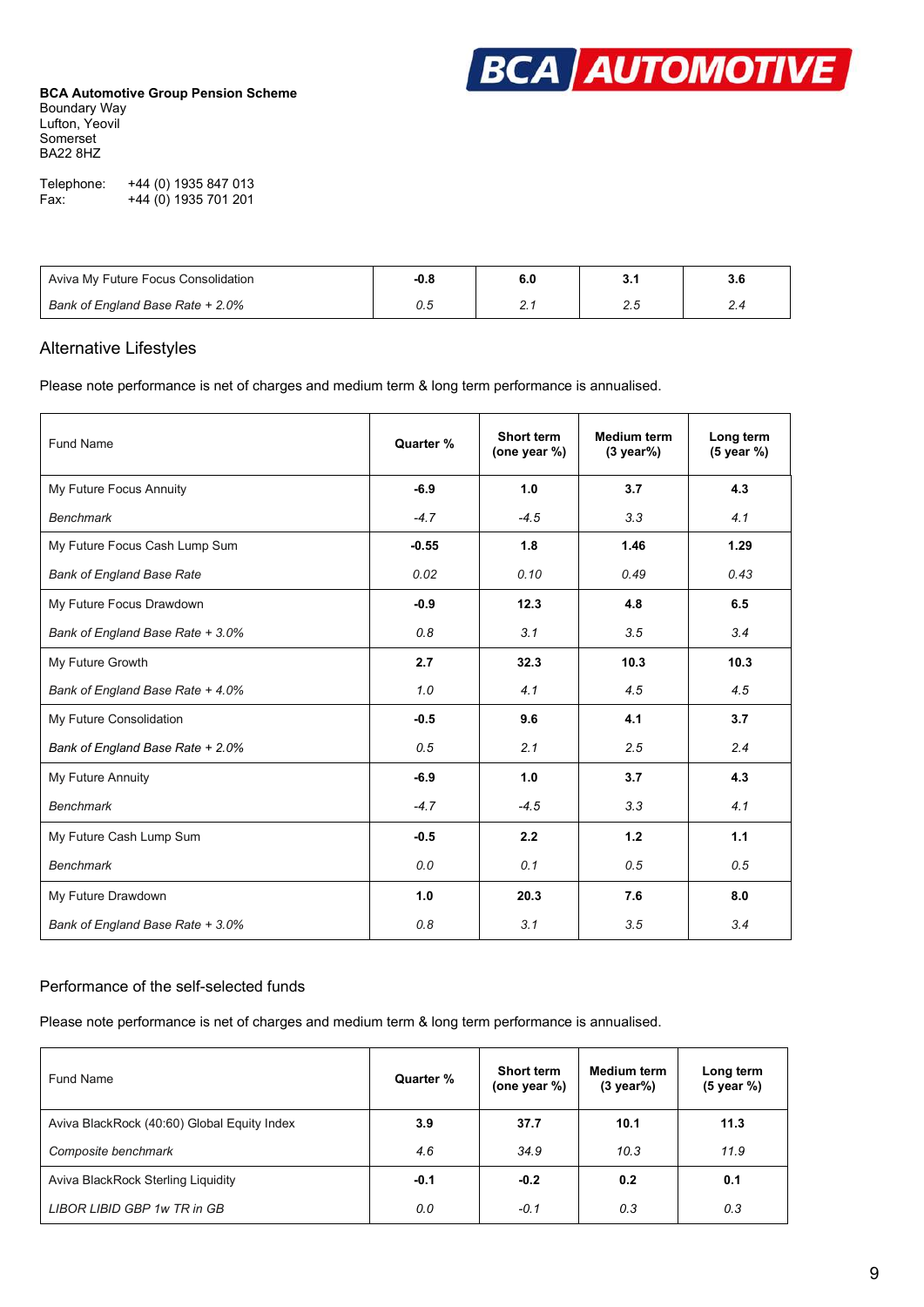**BCA Automotive Group Pension Scheme**
Boundary Way
Lufton, Yeovil
Somerset
BA22 8HZ

Telephone: +44 (0) 1935 847 013
Fax: +44 (0) 1935 701 201

| | | | | |
|---|---|---|---|---|
| Aviva My Future Focus Consolidation | **-0.8** | **6.0** | **3.1** | **3.6** |
| *Bank of England Base Rate + 2.0%* | *0.5* | *2.1* | *2.5* | *2.4* |

## Alternative Lifestyles

Please note performance is net of charges and medium term & long term performance is annualised.

| Fund Name | Quarter % | Short term (one year %) | Medium term (3 year%) | Long term (5 year %) |
|---|---|---|---|---|
| My Future Focus Annuity | **-6.9** | **1.0** | **3.7** | **4.3** |
| *Benchmark* | *-4.7* | *-4.5* | *3.3* | *4.1* |
| My Future Focus Cash Lump Sum | **-0.55** | **1.8** | **1.46** | **1.29** |
| *Bank of England Base Rate* | *0.02* | *0.10* | *0.49* | *0.43* |
| My Future Focus Drawdown | **-0.9** | **12.3** | **4.8** | **6.5** |
| *Bank of England Base Rate + 3.0%* | *0.8* | *3.1* | *3.5* | *3.4* |
| My Future Growth | **2.7** | **32.3** | **10.3** | **10.3** |
| *Bank of England Base Rate + 4.0%* | *1.0* | *4.1* | *4.5* | *4.5* |
| My Future Consolidation | **-0.5** | **9.6** | **4.1** | **3.7** |
| *Bank of England Base Rate + 2.0%* | *0.5* | *2.1* | *2.5* | *2.4* |
| My Future Annuity | **-6.9** | **1.0** | **3.7** | **4.3** |
| *Benchmark* | *-4.7* | *-4.5* | *3.3* | *4.1* |
| My Future Cash Lump Sum | **-0.5** | **2.2** | **1.2** | **1.1** |
| *Benchmark* | *0.0* | *0.1* | *0.5* | *0.5* |
| My Future Drawdown | **1.0** | **20.3** | **7.6** | **8.0** |
| *Bank of England Base Rate + 3.0%* | *0.8* | *3.1* | *3.5* | *3.4* |

## Performance of the self-selected funds

Please note performance is net of charges and medium term & long term performance is annualised.

| Fund Name | Quarter % | Short term (one year %) | Medium term (3 year%) | Long term (5 year %) |
|---|---|---|---|---|
| Aviva BlackRock (40:60) Global Equity Index | **3.9** | **37.7** | **10.1** | **11.3** |
| *Composite benchmark* | *4.6* | *34.9* | *10.3* | *11.9* |
| Aviva BlackRock Sterling Liquidity | **-0.1** | **-0.2** | **0.2** | **0.1** |
| *LIBOR LIBID GBP 1w TR in GB* | *0.0* | *-0.1* | *0.3* | *0.3* |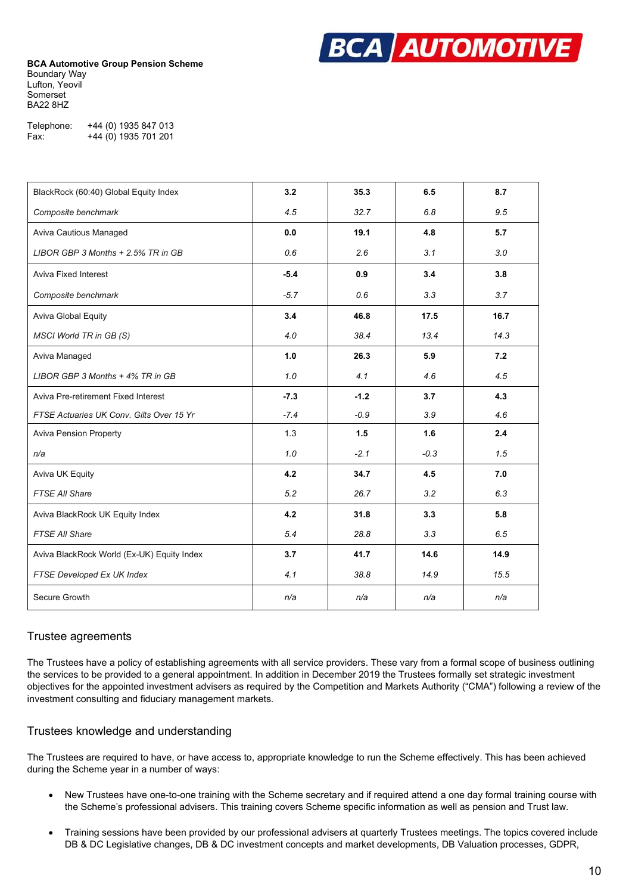**BCA Automotive Group Pension Scheme**
Boundary Way
Lufton, Yeovil
Somerset
BA22 8HZ

Telephone: +44 (0) 1935 847 013
Fax: +44 (0) 1935 701 201

| | | | | |
|---|---|---|---|---|
| BlackRock (60:40) Global Equity Index | **3.2** | **35.3** | **6.5** | **8.7** |
| *Composite benchmark* | *4.5* | *32.7* | *6.8* | *9.5* |
| Aviva Cautious Managed | **0.0** | **19.1** | **4.8** | **5.7** |
| *LIBOR GBP 3 Months + 2.5% TR in GB* | *0.6* | *2.6* | *3.1* | *3.0* |
| Aviva Fixed Interest | **-5.4** | **0.9** | **3.4** | **3.8** |
| *Composite benchmark* | *-5.7* | *0.6* | *3.3* | *3.7* |
| Aviva Global Equity | **3.4** | **46.8** | **17.5** | **16.7** |
| *MSCI World TR in GB (S)* | *4.0* | *38.4* | *13.4* | *14.3* |
| Aviva Managed | **1.0** | **26.3** | **5.9** | **7.2** |
| *LIBOR GBP 3 Months + 4% TR in GB* | *1.0* | *4.1* | *4.6* | *4.5* |
| Aviva Pre-retirement Fixed Interest | **-7.3** | **-1.2** | **3.7** | **4.3** |
| *FTSE Actuaries UK Conv. Gilts Over 15 Yr* | *-7.4* | *-0.9* | *3.9* | *4.6* |
| Aviva Pension Property | 1.3 | **1.5** | **1.6** | **2.4** |
| *n/a* | *1.0* | *-2.1* | *-0.3* | *1.5* |
| Aviva UK Equity | **4.2** | **34.7** | **4.5** | **7.0** |
| *FTSE All Share* | *5.2* | *26.7* | *3.2* | *6.3* |
| Aviva BlackRock UK Equity Index | **4.2** | **31.8** | **3.3** | **5.8** |
| *FTSE All Share* | *5.4* | *28.8* | *3.3* | *6.5* |
| Aviva BlackRock World (Ex-UK) Equity Index | **3.7** | **41.7** | **14.6** | **14.9** |
| *FTSE Developed Ex UK Index* | *4.1* | *38.8* | *14.9* | *15.5* |
| Secure Growth | *n/a* | *n/a* | *n/a* | *n/a* |

## Trustee agreements

The Trustees have a policy of establishing agreements with all service providers. These vary from a formal scope of business outlining the services to be provided to a general appointment. In addition in December 2019 the Trustees formally set strategic investment objectives for the appointed investment advisers as required by the Competition and Markets Authority ("CMA") following a review of the investment consulting and fiduciary management markets.

## Trustees knowledge and understanding

The Trustees are required to have, or have access to, appropriate knowledge to run the Scheme effectively. This has been achieved during the Scheme year in a number of ways:

- New Trustees have one-to-one training with the Scheme secretary and if required attend a one day formal training course with the Scheme's professional advisers. This training covers Scheme specific information as well as pension and Trust law.
- Training sessions have been provided by our professional advisers at quarterly Trustees meetings. The topics covered include DB & DC Legislative changes, DB & DC investment concepts and market developments, DB Valuation processes, GDPR,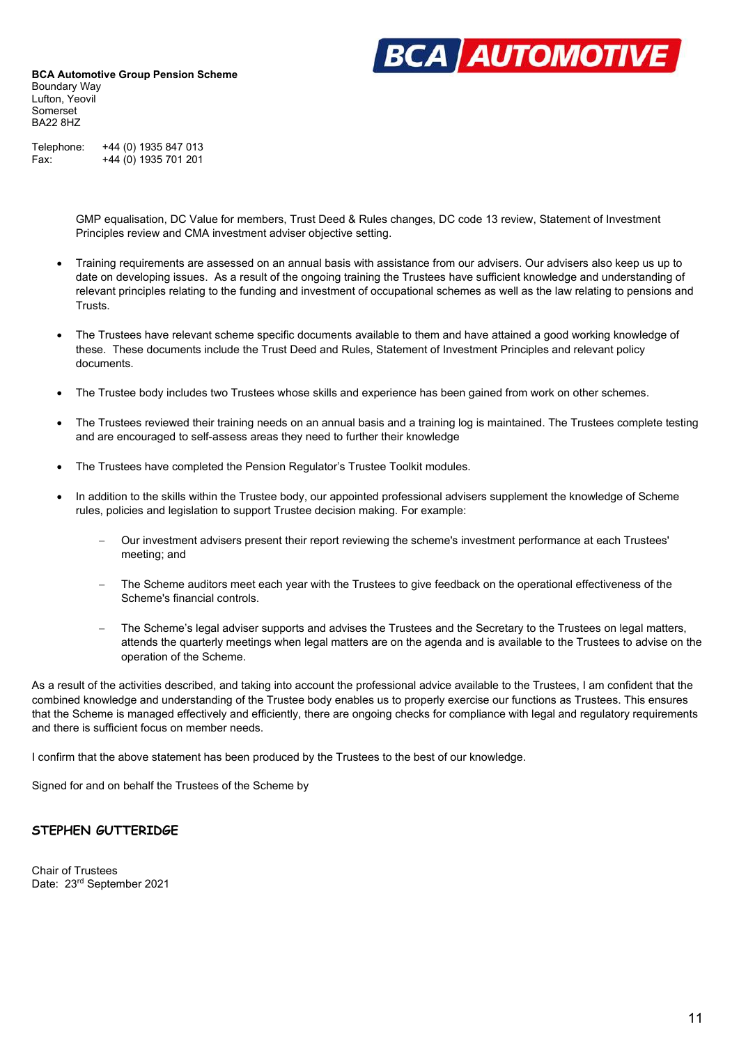**BCA Automotive Group Pension Scheme**
Boundary Way
Lufton, Yeovil
Somerset
BA22 8HZ

Telephone: +44 (0) 1935 847 013
Fax: +44 (0) 1935 701 201

GMP equalisation, DC Value for members, Trust Deed & Rules changes, DC code 13 review, Statement of Investment Principles review and CMA investment adviser objective setting.

- Training requirements are assessed on an annual basis with assistance from our advisers. Our advisers also keep us up to date on developing issues. As a result of the ongoing training the Trustees have sufficient knowledge and understanding of relevant principles relating to the funding and investment of occupational schemes as well as the law relating to pensions and Trusts.

- The Trustees have relevant scheme specific documents available to them and have attained a good working knowledge of these. These documents include the Trust Deed and Rules, Statement of Investment Principles and relevant policy documents.

- The Trustee body includes two Trustees whose skills and experience has been gained from work on other schemes.

- The Trustees reviewed their training needs on an annual basis and a training log is maintained. The Trustees complete testing and are encouraged to self-assess areas they need to further their knowledge

- The Trustees have completed the Pension Regulator's Trustee Toolkit modules.

- In addition to the skills within the Trustee body, our appointed professional advisers supplement the knowledge of Scheme rules, policies and legislation to support Trustee decision making. For example:

  - Our investment advisers present their report reviewing the scheme's investment performance at each Trustees' meeting; and

  - The Scheme auditors meet each year with the Trustees to give feedback on the operational effectiveness of the Scheme's financial controls.

  - The Scheme's legal adviser supports and advises the Trustees and the Secretary to the Trustees on legal matters, attends the quarterly meetings when legal matters are on the agenda and is available to the Trustees to advise on the operation of the Scheme.

As a result of the activities described, and taking into account the professional advice available to the Trustees, I am confident that the combined knowledge and understanding of the Trustee body enables us to properly exercise our functions as Trustees. This ensures that the Scheme is managed effectively and efficiently, there are ongoing checks for compliance with legal and regulatory requirements and there is sufficient focus on member needs.

I confirm that the above statement has been produced by the Trustees to the best of our knowledge.

Signed for and on behalf the Trustees of the Scheme by

**STEPHEN GUTTERIDGE**

Chair of Trustees
Date: 23rd September 2021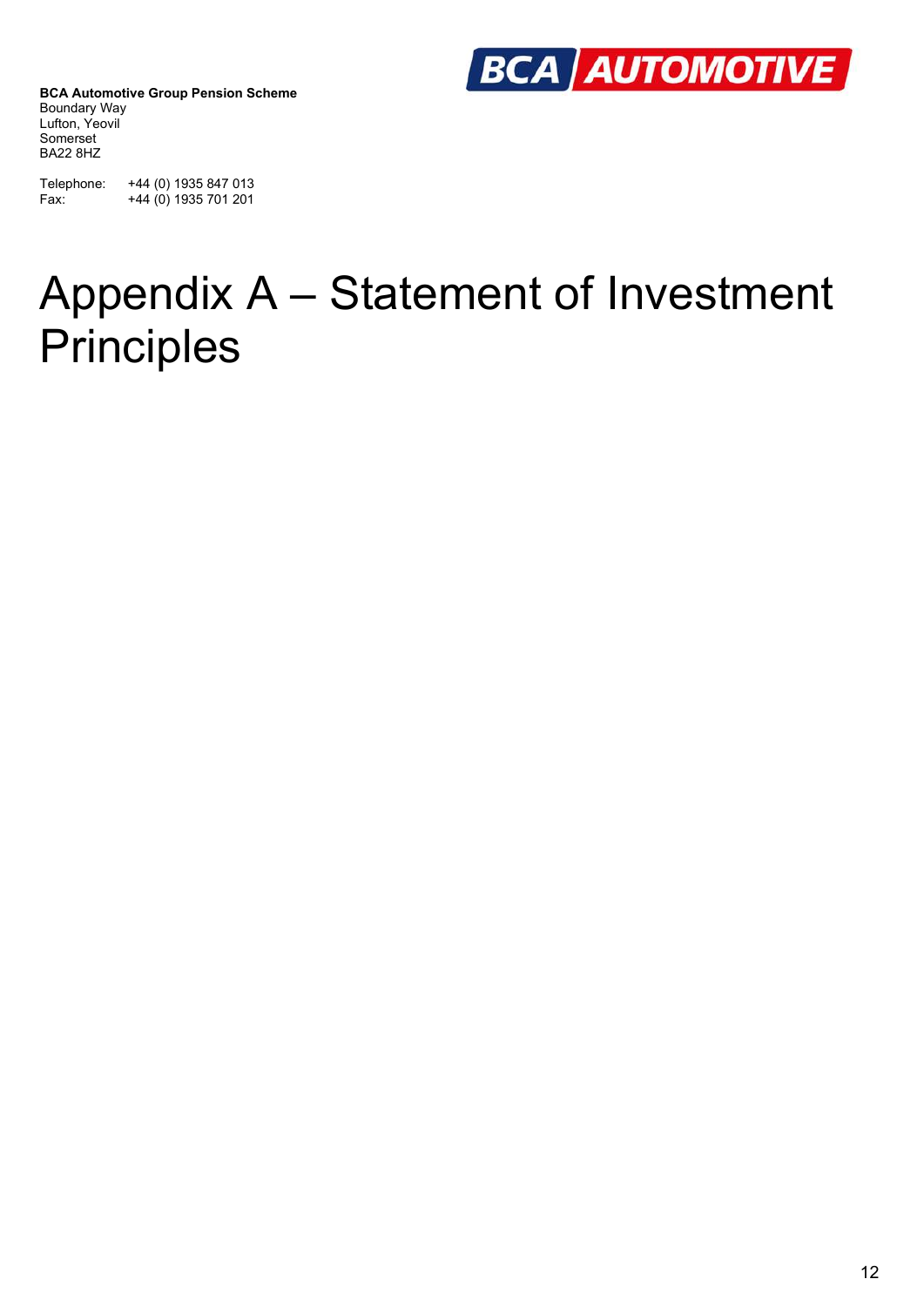**BCA Automotive Group Pension Scheme**
Boundary Way
Lufton, Yeovil
Somerset
BA22 8HZ

Telephone: +44 (0) 1935 847 013
Fax: +44 (0) 1935 701 201

# Appendix A – Statement of Investment Principles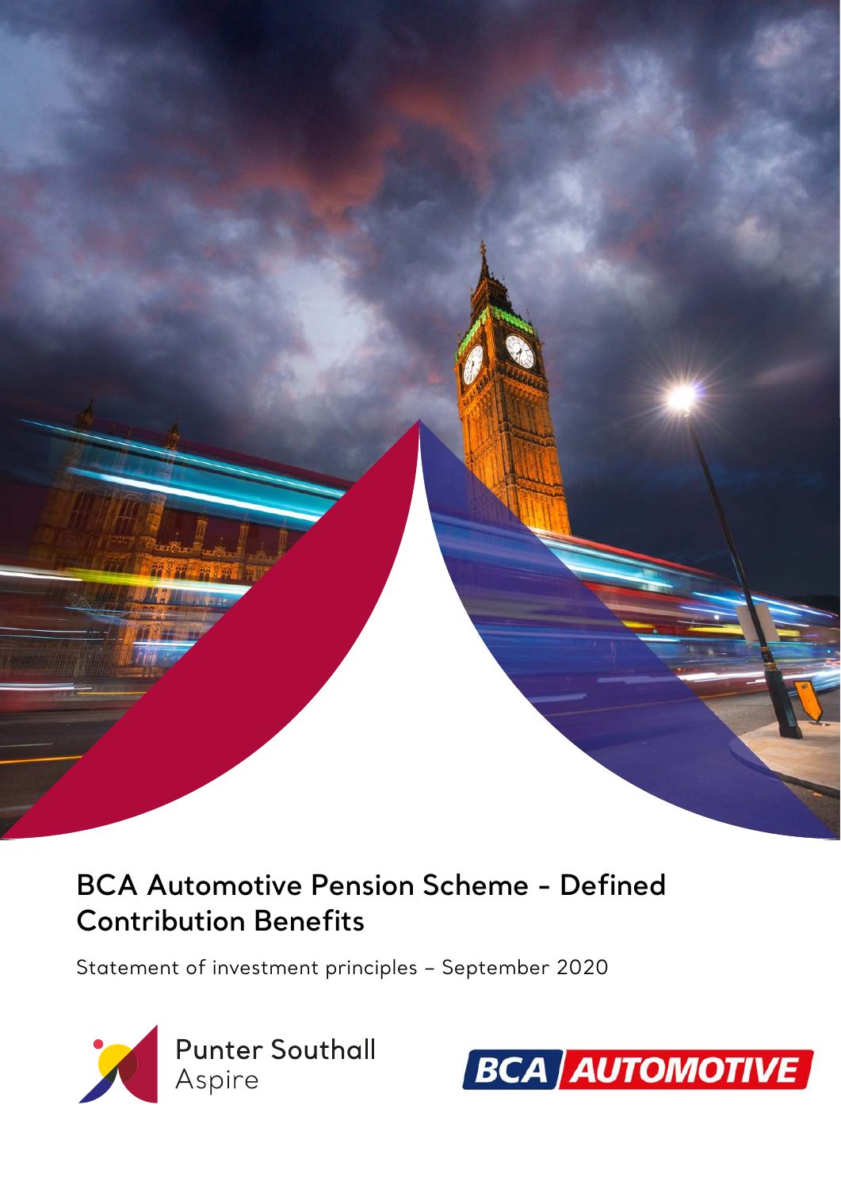# BCA Automotive Pension Scheme - Defined Contribution Benefits

Statement of investment principles – September 2020

Punter Southall Aspire

BCA AUTOMOTIVE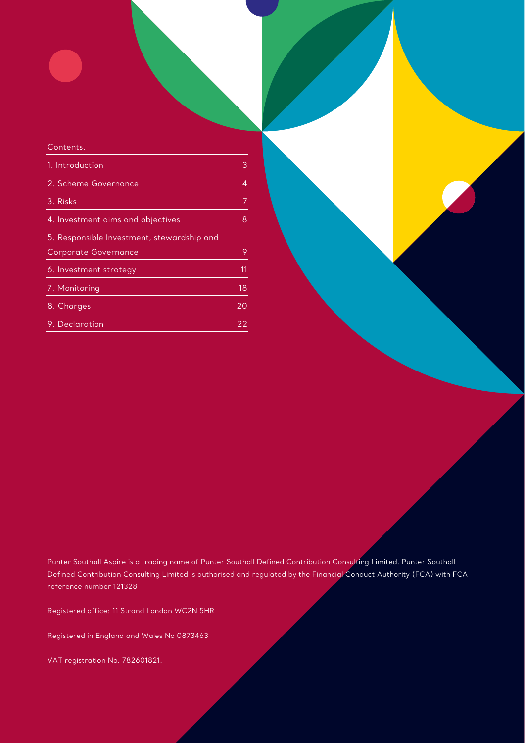Contents.

| | |
|---|---|
| 1. Introduction | 3 |
| 2. Scheme Governance | 4 |
| 3. Risks | 7 |
| 4. Investment aims and objectives | 8 |
| 5. Responsible Investment, stewardship and Corporate Governance | 9 |
| 6. Investment strategy | 11 |
| 7. Monitoring | 18 |
| 8. Charges | 20 |
| 9. Declaration | 22 |

Punter Southall Aspire is a trading name of Punter Southall Defined Contribution Consulting Limited. Punter Southall Defined Contribution Consulting Limited is authorised and regulated by the Financial Conduct Authority (FCA) with FCA reference number 121328

Registered office: 11 Strand London WC2N 5HR

Registered in England and Wales No 0873463

VAT registration No. 782601821.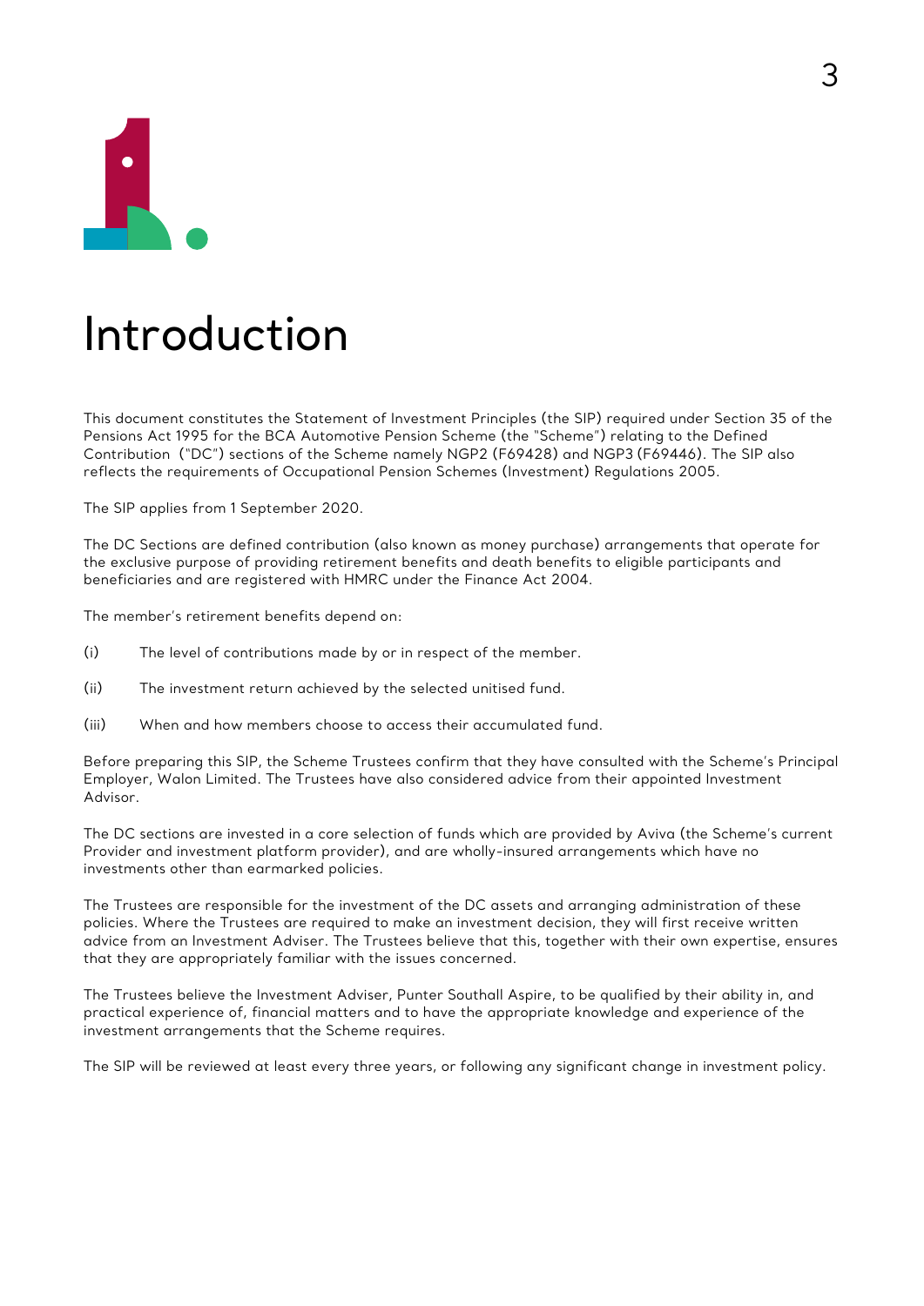# Introduction

This document constitutes the Statement of Investment Principles (the SIP) required under Section 35 of the Pensions Act 1995 for the BCA Automotive Pension Scheme (the "Scheme") relating to the Defined Contribution ("DC") sections of the Scheme namely NGP2 (F69428) and NGP3 (F69446). The SIP also reflects the requirements of Occupational Pension Schemes (Investment) Regulations 2005.

The SIP applies from 1 September 2020.

The DC Sections are defined contribution (also known as money purchase) arrangements that operate for the exclusive purpose of providing retirement benefits and death benefits to eligible participants and beneficiaries and are registered with HMRC under the Finance Act 2004.

The member's retirement benefits depend on:

(i) The level of contributions made by or in respect of the member.

(ii) The investment return achieved by the selected unitised fund.

(iii) When and how members choose to access their accumulated fund.

Before preparing this SIP, the Scheme Trustees confirm that they have consulted with the Scheme's Principal Employer, Walon Limited. The Trustees have also considered advice from their appointed Investment Advisor.

The DC sections are invested in a core selection of funds which are provided by Aviva (the Scheme's current Provider and investment platform provider), and are wholly-insured arrangements which have no investments other than earmarked policies.

The Trustees are responsible for the investment of the DC assets and arranging administration of these policies. Where the Trustees are required to make an investment decision, they will first receive written advice from an Investment Adviser. The Trustees believe that this, together with their own expertise, ensures that they are appropriately familiar with the issues concerned.

The Trustees believe the Investment Adviser, Punter Southall Aspire, to be qualified by their ability in, and practical experience of, financial matters and to have the appropriate knowledge and experience of the investment arrangements that the Scheme requires.

The SIP will be reviewed at least every three years, or following any significant change in investment policy.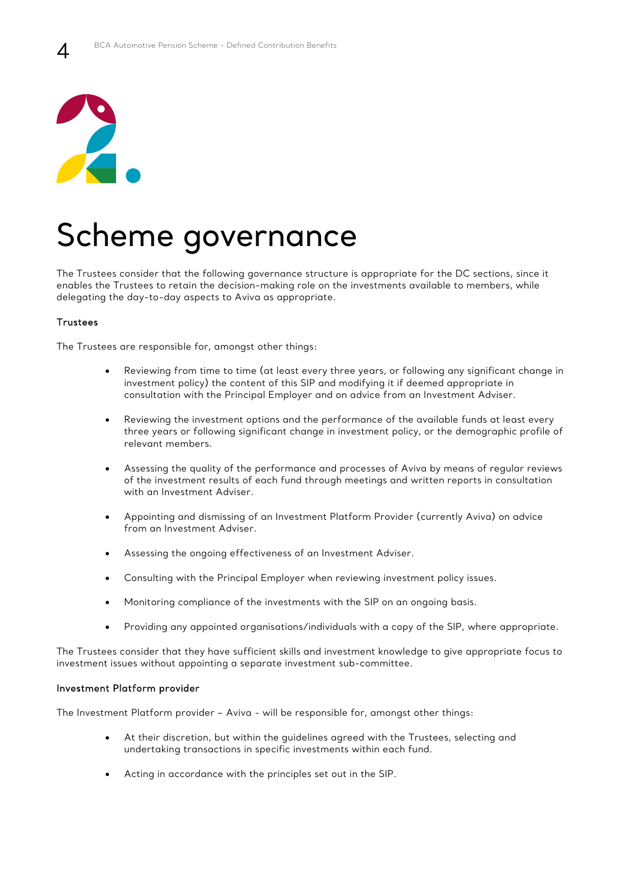# Scheme governance

The Trustees consider that the following governance structure is appropriate for the DC sections, since it enables the Trustees to retain the decision-making role on the investments available to members, while delegating the day-to-day aspects to Aviva as appropriate.

### Trustees

The Trustees are responsible for, amongst other things:

- Reviewing from time to time (at least every three years, or following any significant change in investment policy) the content of this SIP and modifying it if deemed appropriate in consultation with the Principal Employer and on advice from an Investment Adviser.
- Reviewing the investment options and the performance of the available funds at least every three years or following significant change in investment policy, or the demographic profile of relevant members.
- Assessing the quality of the performance and processes of Aviva by means of regular reviews of the investment results of each fund through meetings and written reports in consultation with an Investment Adviser.
- Appointing and dismissing of an Investment Platform Provider (currently Aviva) on advice from an Investment Adviser.
- Assessing the ongoing effectiveness of an Investment Adviser.
- Consulting with the Principal Employer when reviewing investment policy issues.
- Monitoring compliance of the investments with the SIP on an ongoing basis.
- Providing any appointed organisations/individuals with a copy of the SIP, where appropriate.

The Trustees consider that they have sufficient skills and investment knowledge to give appropriate focus to investment issues without appointing a separate investment sub-committee.

### Investment Platform provider

The Investment Platform provider – Aviva - will be responsible for, amongst other things:

- At their discretion, but within the guidelines agreed with the Trustees, selecting and undertaking transactions in specific investments within each fund.
- Acting in accordance with the principles set out in the SIP.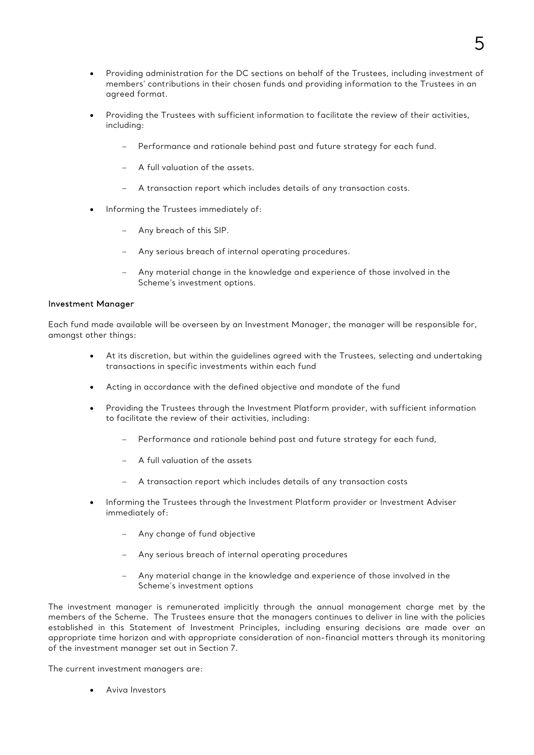- Providing administration for the DC sections on behalf of the Trustees, including investment of members' contributions in their chosen funds and providing information to the Trustees in an agreed format.

- Providing the Trustees with sufficient information to facilitate the review of their activities, including:

  - Performance and rationale behind past and future strategy for each fund.

  - A full valuation of the assets.

  - A transaction report which includes details of any transaction costs.

- Informing the Trustees immediately of:

  - Any breach of this SIP.

  - Any serious breach of internal operating procedures.

  - Any material change in the knowledge and experience of those involved in the Scheme's investment options.

### Investment Manager

Each fund made available will be overseen by an Investment Manager, the manager will be responsible for, amongst other things:

- At its discretion, but within the guidelines agreed with the Trustees, selecting and undertaking transactions in specific investments within each fund

- Acting in accordance with the defined objective and mandate of the fund

- Providing the Trustees through the Investment Platform provider, with sufficient information to facilitate the review of their activities, including:

  - Performance and rationale behind past and future strategy for each fund,

  - A full valuation of the assets

  - A transaction report which includes details of any transaction costs

- Informing the Trustees through the Investment Platform provider or Investment Adviser immediately of:

  - Any change of fund objective

  - Any serious breach of internal operating procedures

  - Any material change in the knowledge and experience of those involved in the Scheme's investment options

The investment manager is remunerated implicitly through the annual management charge met by the members of the Scheme. The Trustees ensure that the managers continues to deliver in line with the policies established in this Statement of Investment Principles, including ensuring decisions are made over an appropriate time horizon and with appropriate consideration of non-financial matters through its monitoring of the investment manager set out in Section 7.

The current investment managers are:

- Aviva Investors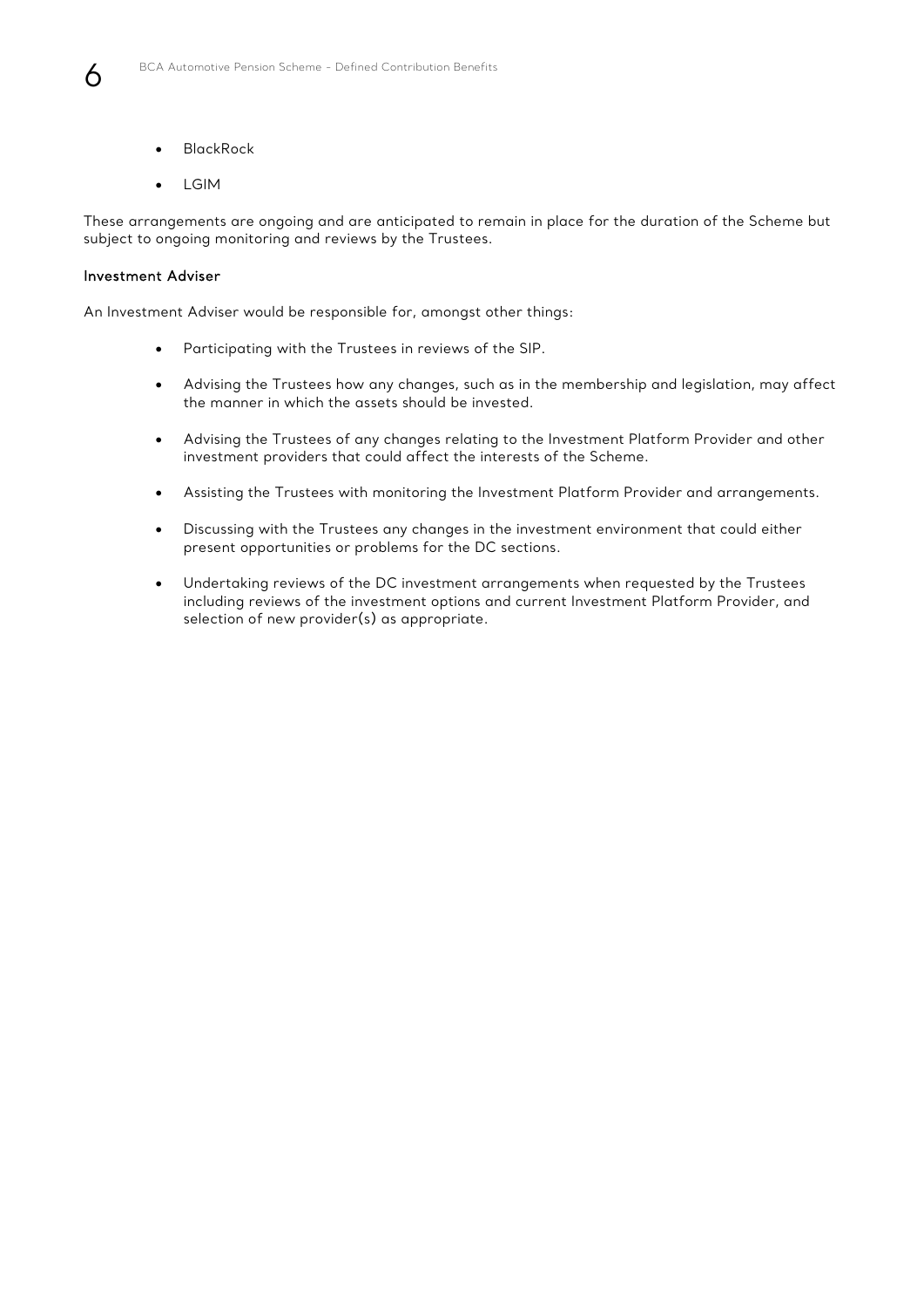- BlackRock
- LGIM

These arrangements are ongoing and are anticipated to remain in place for the duration of the Scheme but subject to ongoing monitoring and reviews by the Trustees.

**Investment Adviser**

An Investment Adviser would be responsible for, amongst other things:

- Participating with the Trustees in reviews of the SIP.
- Advising the Trustees how any changes, such as in the membership and legislation, may affect the manner in which the assets should be invested.
- Advising the Trustees of any changes relating to the Investment Platform Provider and other investment providers that could affect the interests of the Scheme.
- Assisting the Trustees with monitoring the Investment Platform Provider and arrangements.
- Discussing with the Trustees any changes in the investment environment that could either present opportunities or problems for the DC sections.
- Undertaking reviews of the DC investment arrangements when requested by the Trustees including reviews of the investment options and current Investment Platform Provider, and selection of new provider(s) as appropriate.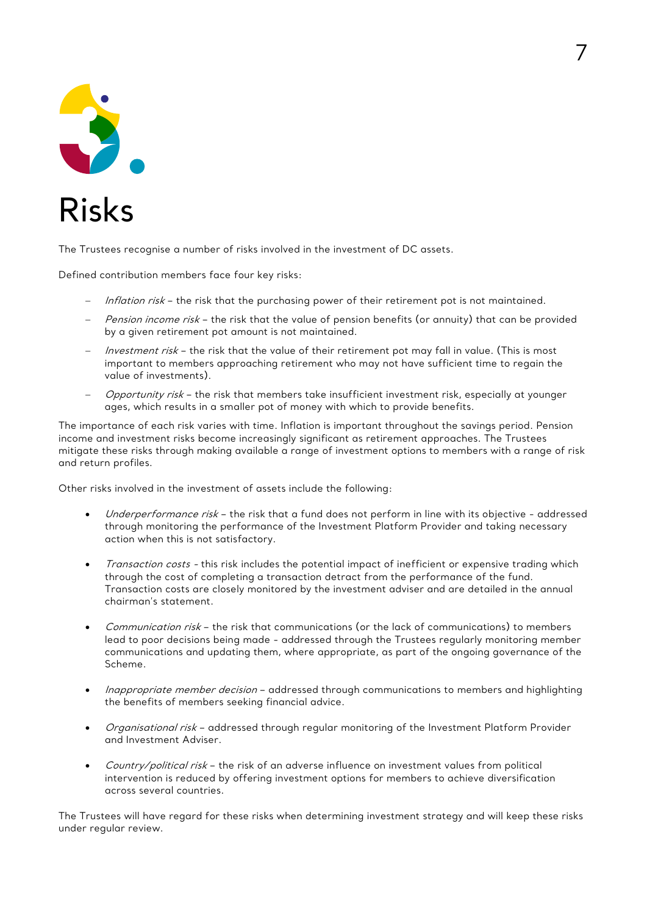# Risks

The Trustees recognise a number of risks involved in the investment of DC assets.

Defined contribution members face four key risks:

- *Inflation risk* – the risk that the purchasing power of their retirement pot is not maintained.
- *Pension income risk* – the risk that the value of pension benefits (or annuity) that can be provided by a given retirement pot amount is not maintained.
- *Investment risk* – the risk that the value of their retirement pot may fall in value. (This is most important to members approaching retirement who may not have sufficient time to regain the value of investments).
- *Opportunity risk* – the risk that members take insufficient investment risk, especially at younger ages, which results in a smaller pot of money with which to provide benefits.

The importance of each risk varies with time. Inflation is important throughout the savings period. Pension income and investment risks become increasingly significant as retirement approaches. The Trustees mitigate these risks through making available a range of investment options to members with a range of risk and return profiles.

Other risks involved in the investment of assets include the following:

- *Underperformance risk* – the risk that a fund does not perform in line with its objective - addressed through monitoring the performance of the Investment Platform Provider and taking necessary action when this is not satisfactory.
- *Transaction costs* - this risk includes the potential impact of inefficient or expensive trading which through the cost of completing a transaction detract from the performance of the fund. Transaction costs are closely monitored by the investment adviser and are detailed in the annual chairman's statement.
- *Communication risk* – the risk that communications (or the lack of communications) to members lead to poor decisions being made - addressed through the Trustees regularly monitoring member communications and updating them, where appropriate, as part of the ongoing governance of the Scheme.
- *Inappropriate member decision* – addressed through communications to members and highlighting the benefits of members seeking financial advice.
- *Organisational risk* – addressed through regular monitoring of the Investment Platform Provider and Investment Adviser.
- *Country/political risk* – the risk of an adverse influence on investment values from political intervention is reduced by offering investment options for members to achieve diversification across several countries.

The Trustees will have regard for these risks when determining investment strategy and will keep these risks under regular review.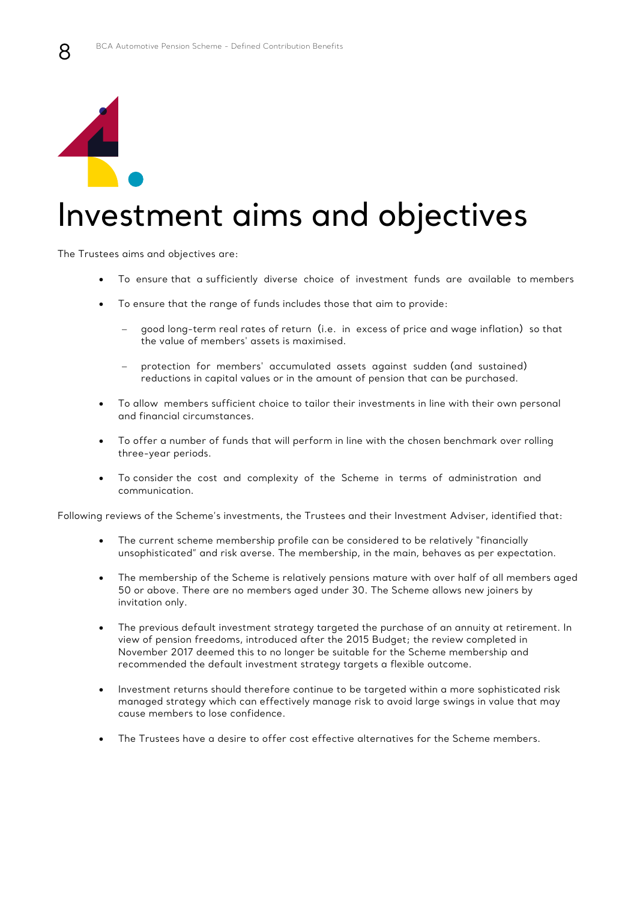# Investment aims and objectives

The Trustees aims and objectives are:

- To ensure that a sufficiently diverse choice of investment funds are available to members
- To ensure that the range of funds includes those that aim to provide:
  - good long-term real rates of return (i.e. in excess of price and wage inflation) so that the value of members' assets is maximised.
  - protection for members' accumulated assets against sudden (and sustained) reductions in capital values or in the amount of pension that can be purchased.
- To allow members sufficient choice to tailor their investments in line with their own personal and financial circumstances.
- To offer a number of funds that will perform in line with the chosen benchmark over rolling three-year periods.
- To consider the cost and complexity of the Scheme in terms of administration and communication.

Following reviews of the Scheme's investments, the Trustees and their Investment Adviser, identified that:

- The current scheme membership profile can be considered to be relatively "financially unsophisticated" and risk averse. The membership, in the main, behaves as per expectation.
- The membership of the Scheme is relatively pensions mature with over half of all members aged 50 or above. There are no members aged under 30. The Scheme allows new joiners by invitation only.
- The previous default investment strategy targeted the purchase of an annuity at retirement. In view of pension freedoms, introduced after the 2015 Budget; the review completed in November 2017 deemed this to no longer be suitable for the Scheme membership and recommended the default investment strategy targets a flexible outcome.
- Investment returns should therefore continue to be targeted within a more sophisticated risk managed strategy which can effectively manage risk to avoid large swings in value that may cause members to lose confidence.
- The Trustees have a desire to offer cost effective alternatives for the Scheme members.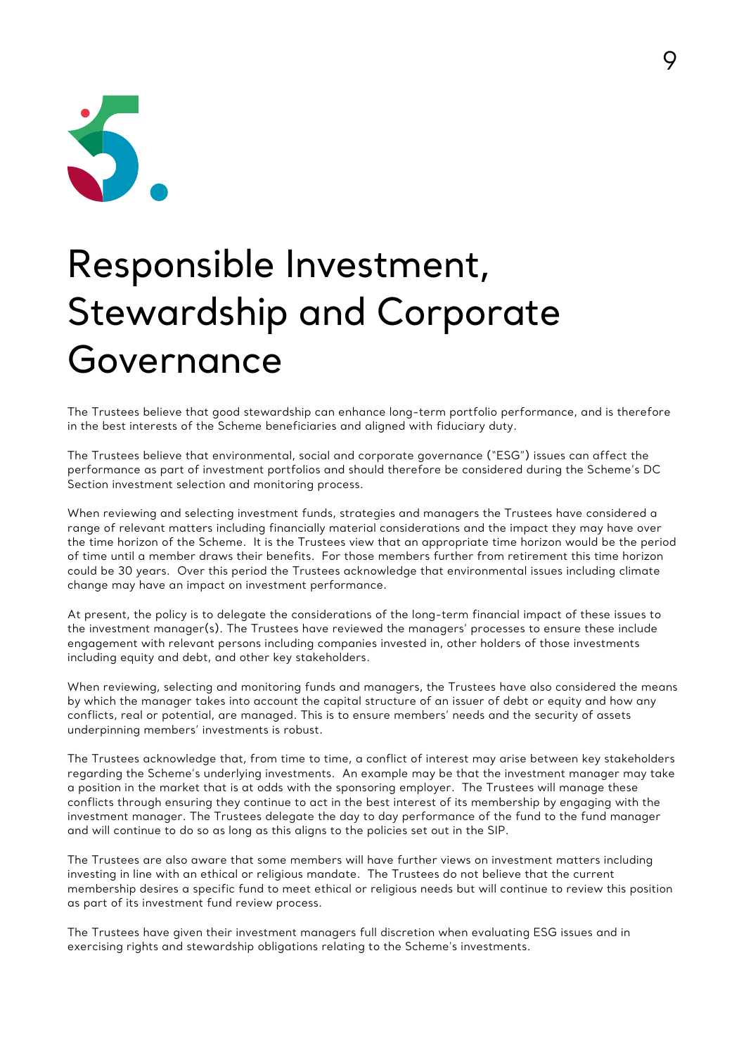# Responsible Investment, Stewardship and Corporate Governance

The Trustees believe that good stewardship can enhance long-term portfolio performance, and is therefore in the best interests of the Scheme beneficiaries and aligned with fiduciary duty.

The Trustees believe that environmental, social and corporate governance ("ESG") issues can affect the performance as part of investment portfolios and should therefore be considered during the Scheme's DC Section investment selection and monitoring process.

When reviewing and selecting investment funds, strategies and managers the Trustees have considered a range of relevant matters including financially material considerations and the impact they may have over the time horizon of the Scheme. It is the Trustees view that an appropriate time horizon would be the period of time until a member draws their benefits. For those members further from retirement this time horizon could be 30 years. Over this period the Trustees acknowledge that environmental issues including climate change may have an impact on investment performance.

At present, the policy is to delegate the considerations of the long-term financial impact of these issues to the investment manager(s). The Trustees have reviewed the managers' processes to ensure these include engagement with relevant persons including companies invested in, other holders of those investments including equity and debt, and other key stakeholders.

When reviewing, selecting and monitoring funds and managers, the Trustees have also considered the means by which the manager takes into account the capital structure of an issuer of debt or equity and how any conflicts, real or potential, are managed. This is to ensure members' needs and the security of assets underpinning members' investments is robust.

The Trustees acknowledge that, from time to time, a conflict of interest may arise between key stakeholders regarding the Scheme's underlying investments. An example may be that the investment manager may take a position in the market that is at odds with the sponsoring employer. The Trustees will manage these conflicts through ensuring they continue to act in the best interest of its membership by engaging with the investment manager. The Trustees delegate the day to day performance of the fund to the fund manager and will continue to do so as long as this aligns to the policies set out in the SIP.

The Trustees are also aware that some members will have further views on investment matters including investing in line with an ethical or religious mandate. The Trustees do not believe that the current membership desires a specific fund to meet ethical or religious needs but will continue to review this position as part of its investment fund review process.

The Trustees have given their investment managers full discretion when evaluating ESG issues and in exercising rights and stewardship obligations relating to the Scheme's investments.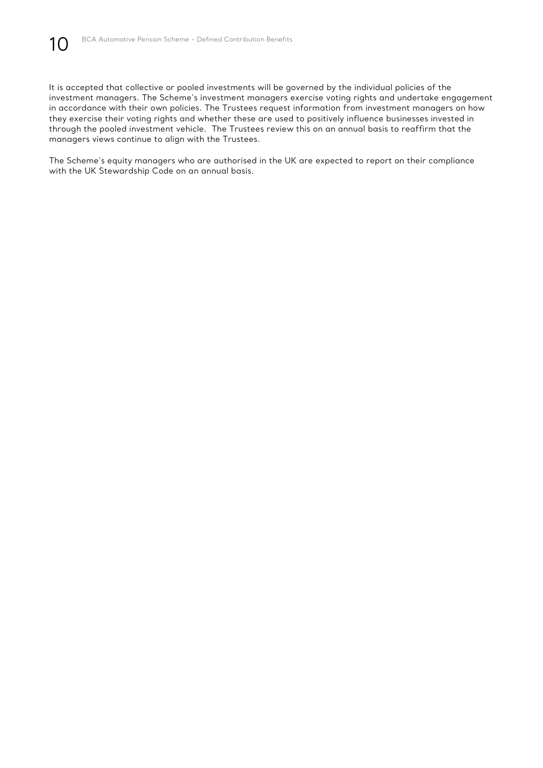It is accepted that collective or pooled investments will be governed by the individual policies of the investment managers. The Scheme's investment managers exercise voting rights and undertake engagement in accordance with their own policies. The Trustees request information from investment managers on how they exercise their voting rights and whether these are used to positively influence businesses invested in through the pooled investment vehicle. The Trustees review this on an annual basis to reaffirm that the managers views continue to align with the Trustees.

The Scheme's equity managers who are authorised in the UK are expected to report on their compliance with the UK Stewardship Code on an annual basis.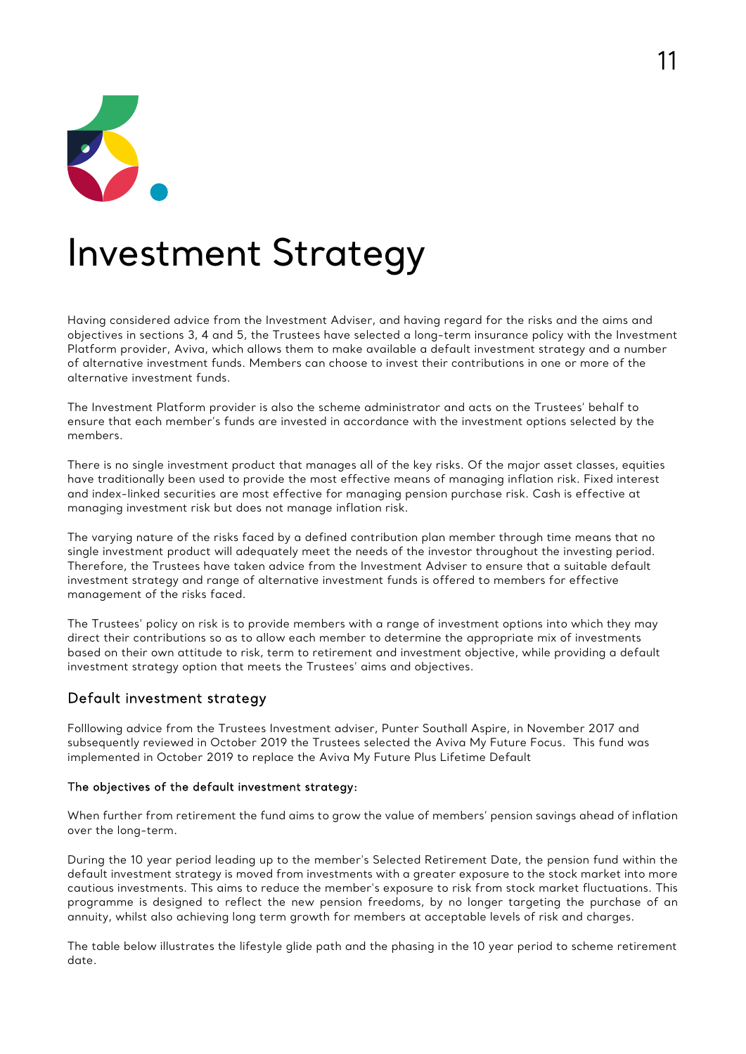# Investment Strategy

Having considered advice from the Investment Adviser, and having regard for the risks and the aims and objectives in sections 3, 4 and 5, the Trustees have selected a long-term insurance policy with the Investment Platform provider, Aviva, which allows them to make available a default investment strategy and a number of alternative investment funds. Members can choose to invest their contributions in one or more of the alternative investment funds.

The Investment Platform provider is also the scheme administrator and acts on the Trustees' behalf to ensure that each member's funds are invested in accordance with the investment options selected by the members.

There is no single investment product that manages all of the key risks. Of the major asset classes, equities have traditionally been used to provide the most effective means of managing inflation risk. Fixed interest and index-linked securities are most effective for managing pension purchase risk. Cash is effective at managing investment risk but does not manage inflation risk.

The varying nature of the risks faced by a defined contribution plan member through time means that no single investment product will adequately meet the needs of the investor throughout the investing period. Therefore, the Trustees have taken advice from the Investment Adviser to ensure that a suitable default investment strategy and range of alternative investment funds is offered to members for effective management of the risks faced.

The Trustees' policy on risk is to provide members with a range of investment options into which they may direct their contributions so as to allow each member to determine the appropriate mix of investments based on their own attitude to risk, term to retirement and investment objective, while providing a default investment strategy option that meets the Trustees' aims and objectives.

## Default investment strategy

Folllowing advice from the Trustees Investment adviser, Punter Southall Aspire, in November 2017 and subsequently reviewed in October 2019 the Trustees selected the Aviva My Future Focus. This fund was implemented in October 2019 to replace the Aviva My Future Plus Lifetime Default

### The objectives of the default investment strategy:

When further from retirement the fund aims to grow the value of members' pension savings ahead of inflation over the long-term.

During the 10 year period leading up to the member's Selected Retirement Date, the pension fund within the default investment strategy is moved from investments with a greater exposure to the stock market into more cautious investments. This aims to reduce the member's exposure to risk from stock market fluctuations. This programme is designed to reflect the new pension freedoms, by no longer targeting the purchase of an annuity, whilst also achieving long term growth for members at acceptable levels of risk and charges.

The table below illustrates the lifestyle glide path and the phasing in the 10 year period to scheme retirement date.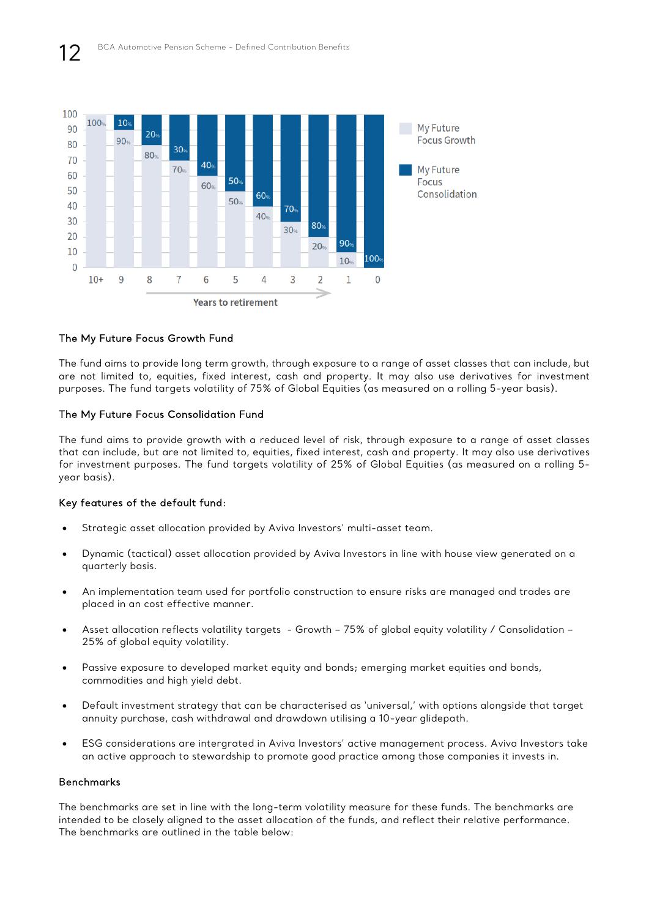| Years to retirement | 10+ | 9 | 8 | 7 | 6 | 5 | 4 | 3 | 2 | 1 | 0 |
|---|---|---|---|---|---|---|---|---|---|---|---|
| My Future Focus Growth | 100% | 90% | 80% | 70% | 60% | 50% | 40% | 30% | 20% | 10% | |
| My Future Focus Consolidation | | 10% | 20% | 30% | 40% | 50% | 60% | 70% | 80% | 90% | 100% |

### The My Future Focus Growth Fund

The fund aims to provide long term growth, through exposure to a range of asset classes that can include, but are not limited to, equities, fixed interest, cash and property. It may also use derivatives for investment purposes. The fund targets volatility of 75% of Global Equities (as measured on a rolling 5-year basis).

### The My Future Focus Consolidation Fund

The fund aims to provide growth with a reduced level of risk, through exposure to a range of asset classes that can include, but are not limited to, equities, fixed interest, cash and property. It may also use derivatives for investment purposes. The fund targets volatility of 25% of Global Equities (as measured on a rolling 5-year basis).

### Key features of the default fund:

- Strategic asset allocation provided by Aviva Investors' multi-asset team.
- Dynamic (tactical) asset allocation provided by Aviva Investors in line with house view generated on a quarterly basis.
- An implementation team used for portfolio construction to ensure risks are managed and trades are placed in an cost effective manner.
- Asset allocation reflects volatility targets - Growth – 75% of global equity volatility / Consolidation – 25% of global equity volatility.
- Passive exposure to developed market equity and bonds; emerging market equities and bonds, commodities and high yield debt.
- Default investment strategy that can be characterised as 'universal,' with options alongside that target annuity purchase, cash withdrawal and drawdown utilising a 10-year glidepath.
- ESG considerations are intergrated in Aviva Investors' active management process. Aviva Investors take an active approach to stewardship to promote good practice among those companies it invests in.

### Benchmarks

The benchmarks are set in line with the long-term volatility measure for these funds. The benchmarks are intended to be closely aligned to the asset allocation of the funds, and reflect their relative performance. The benchmarks are outlined in the table below: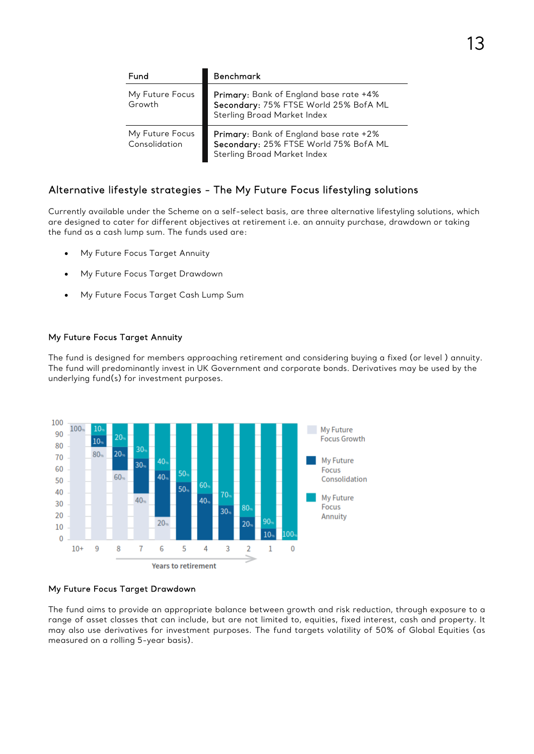| Fund | Benchmark |
|---|---|
| My Future Focus Growth | **Primary:** Bank of England base rate +4%<br>**Secondary:** 75% FTSE World 25% BofA ML Sterling Broad Market Index |
| My Future Focus Consolidation | **Primary:** Bank of England base rate +2%<br>**Secondary:** 25% FTSE World 75% BofA ML Sterling Broad Market Index |

## Alternative lifestyle strategies - The My Future Focus lifestyling solutions

Currently available under the Scheme on a self-select basis, are three alternative lifestyling solutions, which are designed to cater for different objectives at retirement i.e. an annuity purchase, drawdown or taking the fund as a cash lump sum. The funds used are:

- My Future Focus Target Annuity
- My Future Focus Target Drawdown
- My Future Focus Target Cash Lump Sum

### My Future Focus Target Annuity

The fund is designed for members approaching retirement and considering buying a fixed (or level ) annuity. The fund will predominantly invest in UK Government and corporate bonds. Derivatives may be used by the underlying fund(s) for investment purposes.

| Years to retirement | My Future Focus Growth | My Future Focus Consolidation | My Future Focus Annuity |
|---|---|---|---|
| 10+ | 100% | | |
| 9 | 80% | 10% | 10% |
| 8 | 60% | 20% | 20% |
| 7 | 40% | 30% | 30% |
| 6 | 20% | 40% | 40% |
| 5 | | 50% | 50% |
| 4 | | 40% | 60% |
| 3 | | 30% | 70% |
| 2 | | 20% | 80% |
| 1 | | 10% | 90% |
| 0 | | | 100% |

### My Future Focus Target Drawdown

The fund aims to provide an appropriate balance between growth and risk reduction, through exposure to a range of asset classes that can include, but are not limited to, equities, fixed interest, cash and property. It may also use derivatives for investment purposes. The fund targets volatility of 50% of Global Equities (as measured on a rolling 5-year basis).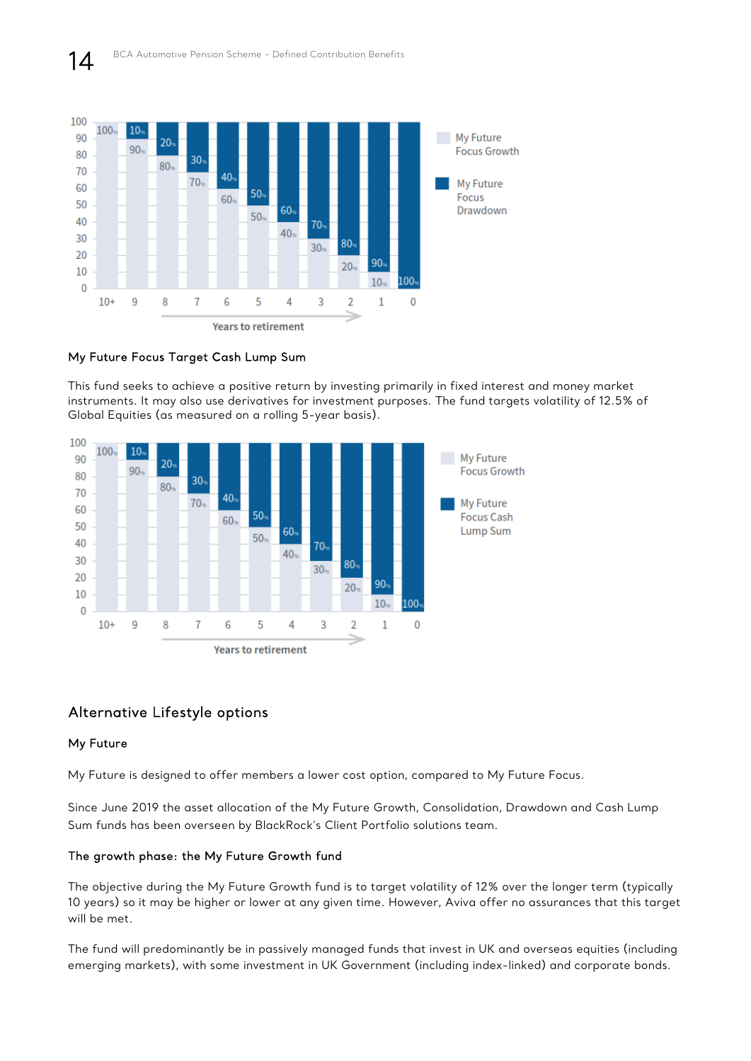| Years to retirement | 10+ | 9 | 8 | 7 | 6 | 5 | 4 | 3 | 2 | 1 | 0 |
|---|---|---|---|---|---|---|---|---|---|---|---|
| My Future Focus Growth | 100% | 90% | 80% | 70% | 60% | 50% | 40% | 30% | 20% | 10% | |
| My Future Focus Drawdown | | 10% | 20% | 30% | 40% | 50% | 60% | 70% | 80% | 90% | 100% |

### My Future Focus Target Cash Lump Sum

This fund seeks to achieve a positive return by investing primarily in fixed interest and money market instruments. It may also use derivatives for investment purposes. The fund targets volatility of 12.5% of Global Equities (as measured on a rolling 5-year basis).

| Years to retirement | 10+ | 9 | 8 | 7 | 6 | 5 | 4 | 3 | 2 | 1 | 0 |
|---|---|---|---|---|---|---|---|---|---|---|---|
| My Future Focus Growth | 100% | 90% | 80% | 70% | 60% | 50% | 40% | 30% | 20% | 10% | |
| My Future Focus Cash Lump Sum | | 10% | 20% | 30% | 40% | 50% | 60% | 70% | 80% | 90% | 100% |

## Alternative Lifestyle options

### My Future

My Future is designed to offer members a lower cost option, compared to My Future Focus.

Since June 2019 the asset allocation of the My Future Growth, Consolidation, Drawdown and Cash Lump Sum funds has been overseen by BlackRock's Client Portfolio solutions team.

### The growth phase: the My Future Growth fund

The objective during the My Future Growth fund is to target volatility of 12% over the longer term (typically 10 years) so it may be higher or lower at any given time. However, Aviva offer no assurances that this target will be met.

The fund will predominantly be in passively managed funds that invest in UK and overseas equities (including emerging markets), with some investment in UK Government (including index-linked) and corporate bonds.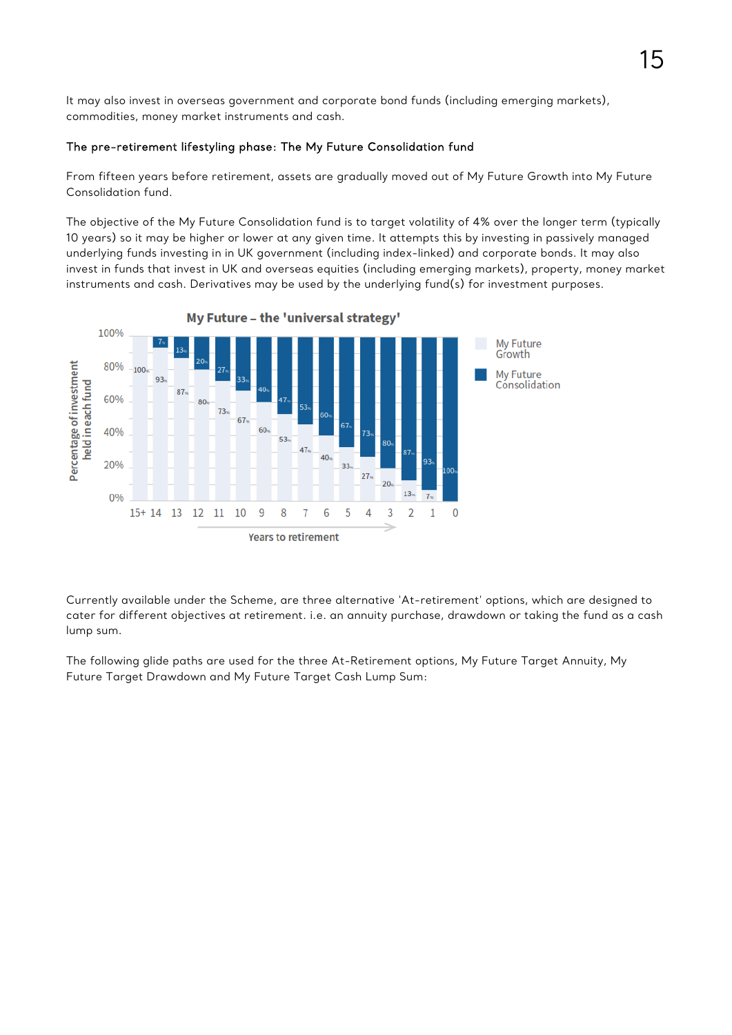It may also invest in overseas government and corporate bond funds (including emerging markets), commodities, money market instruments and cash.

**The pre-retirement lifestyling phase: The My Future Consolidation fund**

From fifteen years before retirement, assets are gradually moved out of My Future Growth into My Future Consolidation fund.

The objective of the My Future Consolidation fund is to target volatility of 4% over the longer term (typically 10 years) so it may be higher or lower at any given time. It attempts this by investing in passively managed underlying funds investing in in UK government (including index-linked) and corporate bonds. It may also invest in funds that invest in UK and overseas equities (including emerging markets), property, money market instruments and cash. Derivatives may be used by the underlying fund(s) for investment purposes.

**My Future – the 'universal strategy'**

Percentage of investment held in each fund

| Years to retirement | 15+ | 14 | 13 | 12 | 11 | 10 | 9 | 8 | 7 | 6 | 5 | 4 | 3 | 2 | 1 | 0 |
|---|---|---|---|---|---|---|---|---|---|---|---|---|---|---|---|---|
| My Future Growth | 100% | 93% | 87% | 80% | 73% | 67% | 60% | 53% | 47% | 40% | 33% | 27% | 20% | 13% | 7% | |
| My Future Consolidation | | 7% | 13% | 20% | 27% | 33% | 40% | 47% | 53% | 60% | 67% | 73% | 80% | 87% | 93% | 100% |

Currently available under the Scheme, are three alternative 'At-retirement' options, which are designed to cater for different objectives at retirement. i.e. an annuity purchase, drawdown or taking the fund as a cash lump sum.

The following glide paths are used for the three At-Retirement options, My Future Target Annuity, My Future Target Drawdown and My Future Target Cash Lump Sum: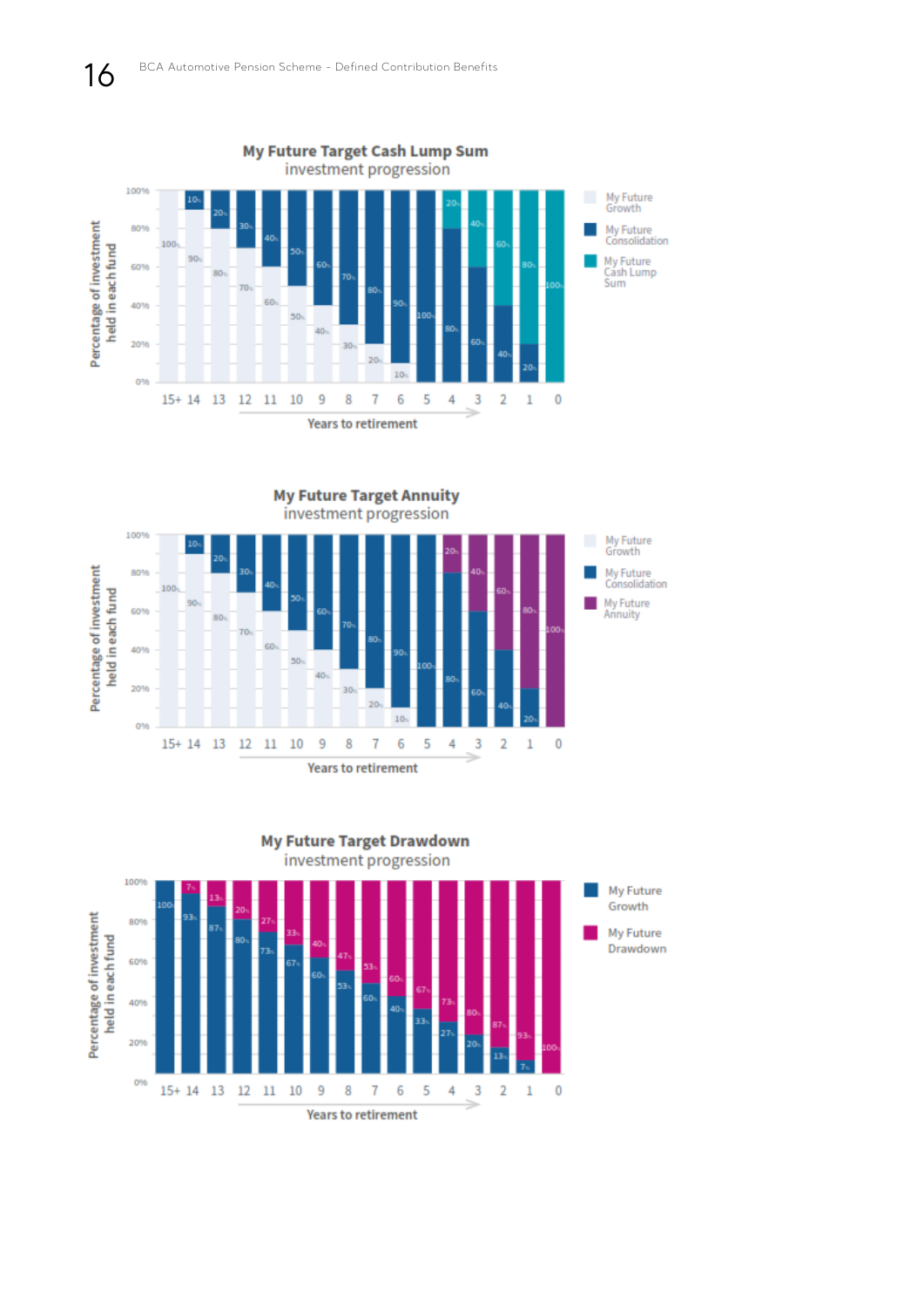## My Future Target Cash Lump Sum
investment progression

| Years to retirement | My Future Growth | My Future Consolidation | My Future Cash Lump Sum |
|---|---|---|---|
| 15+ | 100% | | |
| 14 | 90% | 10% | |
| 13 | 80% | 20% | |
| 12 | 70% | 30% | |
| 11 | 60% | 40% | |
| 10 | 50% | 50% | |
| 9 | 40% | 60% | |
| 8 | 30% | 70% | |
| 7 | 20% | 80% | |
| 6 | 10% | 90% | |
| 5 | | 100% | |
| 4 | | 80% | 20% |
| 3 | | 60% | 40% |
| 2 | | 40% | 60% |
| 1 | | 20% | 80% |
| 0 | | | 100% |

## My Future Target Annuity
investment progression

| Years to retirement | My Future Growth | My Future Consolidation | My Future Annuity |
|---|---|---|---|
| 15+ | 100% | | |
| 14 | 90% | 10% | |
| 13 | 80% | 20% | |
| 12 | 70% | 30% | |
| 11 | 60% | 40% | |
| 10 | 50% | 50% | |
| 9 | 40% | 60% | |
| 8 | 30% | 70% | |
| 7 | 20% | 80% | |
| 6 | 10% | 90% | |
| 5 | | 100% | |
| 4 | | 80% | 20% |
| 3 | | 60% | 40% |
| 2 | | 40% | 60% |
| 1 | | 20% | 80% |
| 0 | | | 100% |

## My Future Target Drawdown
investment progression

| Years to retirement | My Future Growth | My Future Drawdown |
|---|---|---|
| 15+ | 100% | |
| 14 | 93% | 7% |
| 13 | 87% | 13% |
| 12 | 80% | 20% |
| 11 | 73% | 27% |
| 10 | 67% | 33% |
| 9 | 60% | 40% |
| 8 | 53% | 47% |
| 7 | 60% | 53% |
| 6 | 40% | 60% |
| 5 | 33% | 67% |
| 4 | 27% | 73% |
| 3 | 20% | 80% |
| 2 | 13% | 87% |
| 1 | 7% | 93% |
| 0 | | 100% |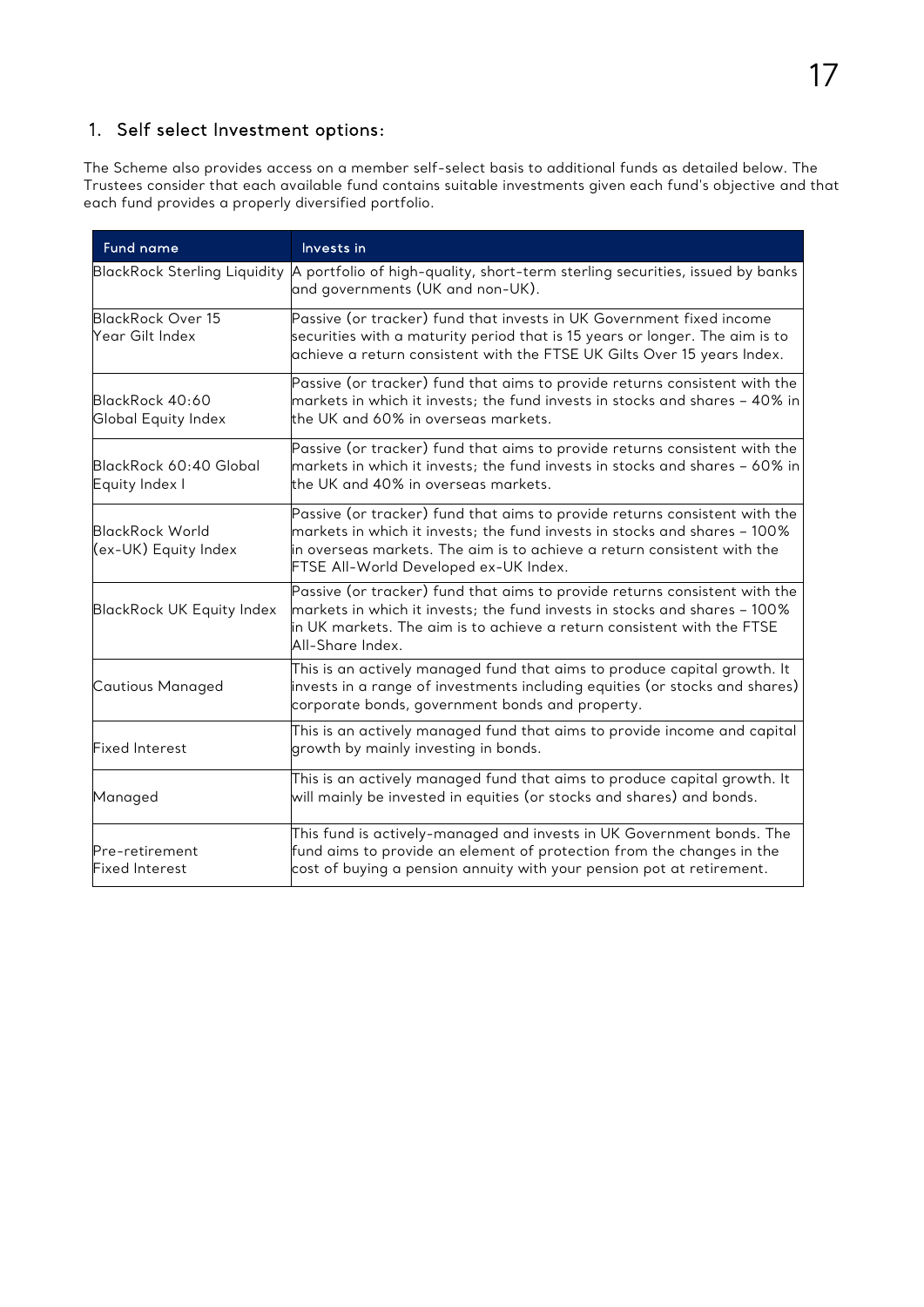## 1. Self select Investment options:

The Scheme also provides access on a member self-select basis to additional funds as detailed below. The Trustees consider that each available fund contains suitable investments given each fund's objective and that each fund provides a properly diversified portfolio.

| Fund name | Invests in |
|---|---|
| BlackRock Sterling Liquidity | A portfolio of high-quality, short-term sterling securities, issued by banks and governments (UK and non-UK). |
| BlackRock Over 15 Year Gilt Index | Passive (or tracker) fund that invests in UK Government fixed income securities with a maturity period that is 15 years or longer. The aim is to achieve a return consistent with the FTSE UK Gilts Over 15 years Index. |
| BlackRock 40:60 Global Equity Index | Passive (or tracker) fund that aims to provide returns consistent with the markets in which it invests; the fund invests in stocks and shares – 40% in the UK and 60% in overseas markets. |
| BlackRock 60:40 Global Equity Index I | Passive (or tracker) fund that aims to provide returns consistent with the markets in which it invests; the fund invests in stocks and shares – 60% in the UK and 40% in overseas markets. |
| BlackRock World (ex-UK) Equity Index | Passive (or tracker) fund that aims to provide returns consistent with the markets in which it invests; the fund invests in stocks and shares – 100% in overseas markets. The aim is to achieve a return consistent with the FTSE All-World Developed ex-UK Index. |
| BlackRock UK Equity Index | Passive (or tracker) fund that aims to provide returns consistent with the markets in which it invests; the fund invests in stocks and shares – 100% in UK markets. The aim is to achieve a return consistent with the FTSE All-Share Index. |
| Cautious Managed | This is an actively managed fund that aims to produce capital growth. It invests in a range of investments including equities (or stocks and shares) corporate bonds, government bonds and property. |
| Fixed Interest | This is an actively managed fund that aims to provide income and capital growth by mainly investing in bonds. |
| Managed | This is an actively managed fund that aims to produce capital growth. It will mainly be invested in equities (or stocks and shares) and bonds. |
| Pre-retirement Fixed Interest | This fund is actively-managed and invests in UK Government bonds. The fund aims to provide an element of protection from the changes in the cost of buying a pension annuity with your pension pot at retirement. |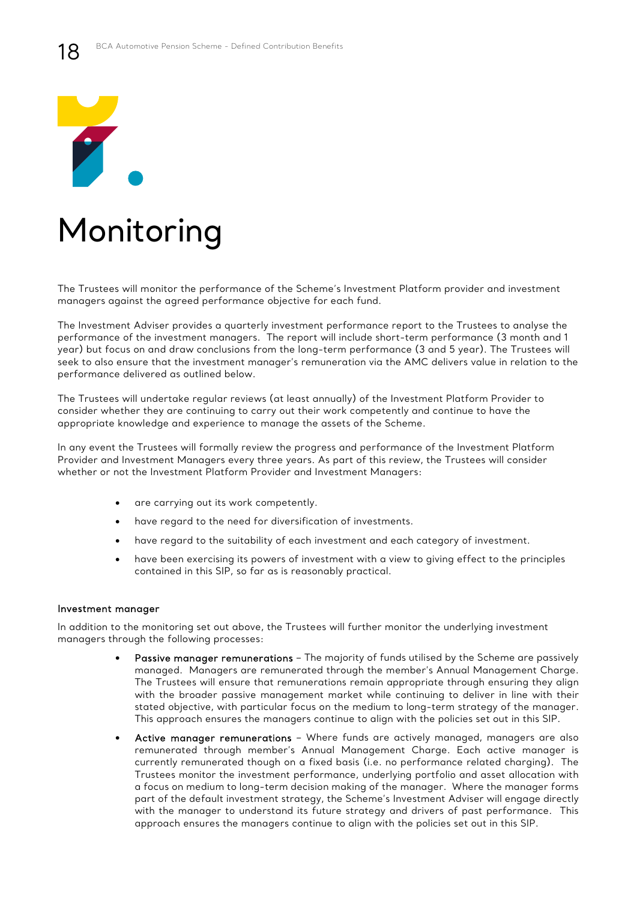# Monitoring

The Trustees will monitor the performance of the Scheme's Investment Platform provider and investment managers against the agreed performance objective for each fund.

The Investment Adviser provides a quarterly investment performance report to the Trustees to analyse the performance of the investment managers. The report will include short-term performance (3 month and 1 year) but focus on and draw conclusions from the long-term performance (3 and 5 year). The Trustees will seek to also ensure that the investment manager's remuneration via the AMC delivers value in relation to the performance delivered as outlined below.

The Trustees will undertake regular reviews (at least annually) of the Investment Platform Provider to consider whether they are continuing to carry out their work competently and continue to have the appropriate knowledge and experience to manage the assets of the Scheme.

In any event the Trustees will formally review the progress and performance of the Investment Platform Provider and Investment Managers every three years. As part of this review, the Trustees will consider whether or not the Investment Platform Provider and Investment Managers:

- are carrying out its work competently.
- have regard to the need for diversification of investments.
- have regard to the suitability of each investment and each category of investment.
- have been exercising its powers of investment with a view to giving effect to the principles contained in this SIP, so far as is reasonably practical.

### Investment manager

In addition to the monitoring set out above, the Trustees will further monitor the underlying investment managers through the following processes:

- Passive manager remunerations – The majority of funds utilised by the Scheme are passively managed. Managers are remunerated through the member's Annual Management Charge. The Trustees will ensure that remunerations remain appropriate through ensuring they align with the broader passive management market while continuing to deliver in line with their stated objective, with particular focus on the medium to long-term strategy of the manager. This approach ensures the managers continue to align with the policies set out in this SIP.
- Active manager remunerations – Where funds are actively managed, managers are also remunerated through member's Annual Management Charge. Each active manager is currently remunerated though on a fixed basis (i.e. no performance related charging). The Trustees monitor the investment performance, underlying portfolio and asset allocation with a focus on medium to long-term decision making of the manager. Where the manager forms part of the default investment strategy, the Scheme's Investment Adviser will engage directly with the manager to understand its future strategy and drivers of past performance. This approach ensures the managers continue to align with the policies set out in this SIP.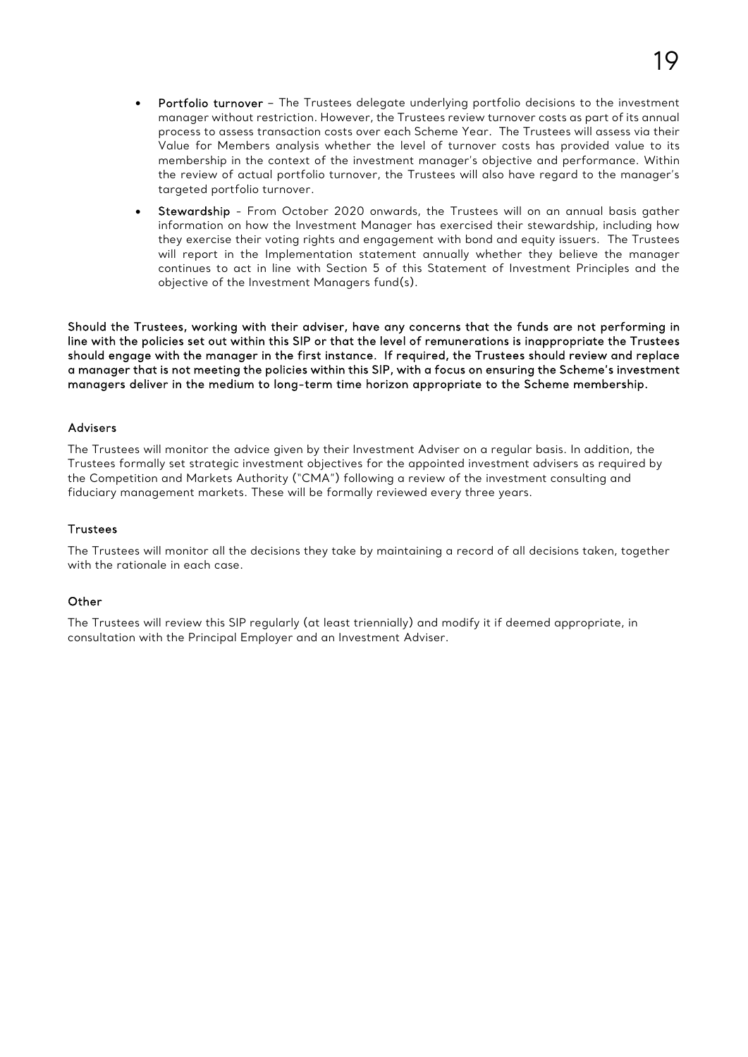- **Portfolio turnover** – The Trustees delegate underlying portfolio decisions to the investment manager without restriction. However, the Trustees review turnover costs as part of its annual process to assess transaction costs over each Scheme Year. The Trustees will assess via their Value for Members analysis whether the level of turnover costs has provided value to its membership in the context of the investment manager's objective and performance. Within the review of actual portfolio turnover, the Trustees will also have regard to the manager's targeted portfolio turnover.
- **Stewardship** - From October 2020 onwards, the Trustees will on an annual basis gather information on how the Investment Manager has exercised their stewardship, including how they exercise their voting rights and engagement with bond and equity issuers. The Trustees will report in the Implementation statement annually whether they believe the manager continues to act in line with Section 5 of this Statement of Investment Principles and the objective of the Investment Managers fund(s).

**Should the Trustees, working with their adviser, have any concerns that the funds are not performing in line with the policies set out within this SIP or that the level of remunerations is inappropriate the Trustees should engage with the manager in the first instance. If required, the Trustees should review and replace a manager that is not meeting the policies within this SIP, with a focus on ensuring the Scheme's investment managers deliver in the medium to long-term time horizon appropriate to the Scheme membership.**

### Advisers

The Trustees will monitor the advice given by their Investment Adviser on a regular basis. In addition, the Trustees formally set strategic investment objectives for the appointed investment advisers as required by the Competition and Markets Authority ("CMA") following a review of the investment consulting and fiduciary management markets. These will be formally reviewed every three years.

### Trustees

The Trustees will monitor all the decisions they take by maintaining a record of all decisions taken, together with the rationale in each case.

### Other

The Trustees will review this SIP regularly (at least triennially) and modify it if deemed appropriate, in consultation with the Principal Employer and an Investment Adviser.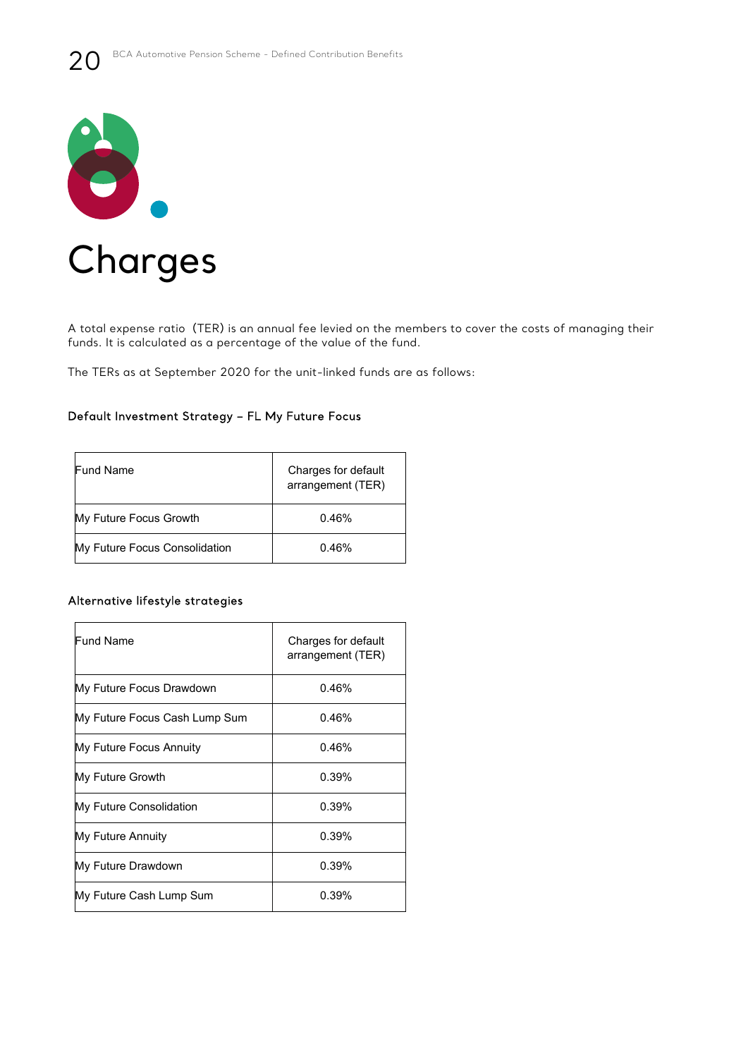# Charges

A total expense ratio (TER) is an annual fee levied on the members to cover the costs of managing their funds. It is calculated as a percentage of the value of the fund.

The TERs as at September 2020 for the unit-linked funds are as follows:

### Default Investment Strategy – FL My Future Focus

| Fund Name | Charges for default arrangement (TER) |
|---|---|
| My Future Focus Growth | 0.46% |
| My Future Focus Consolidation | 0.46% |

### Alternative lifestyle strategies

| Fund Name | Charges for default arrangement (TER) |
|---|---|
| My Future Focus Drawdown | 0.46% |
| My Future Focus Cash Lump Sum | 0.46% |
| My Future Focus Annuity | 0.46% |
| My Future Growth | 0.39% |
| My Future Consolidation | 0.39% |
| My Future Annuity | 0.39% |
| My Future Drawdown | 0.39% |
| My Future Cash Lump Sum | 0.39% |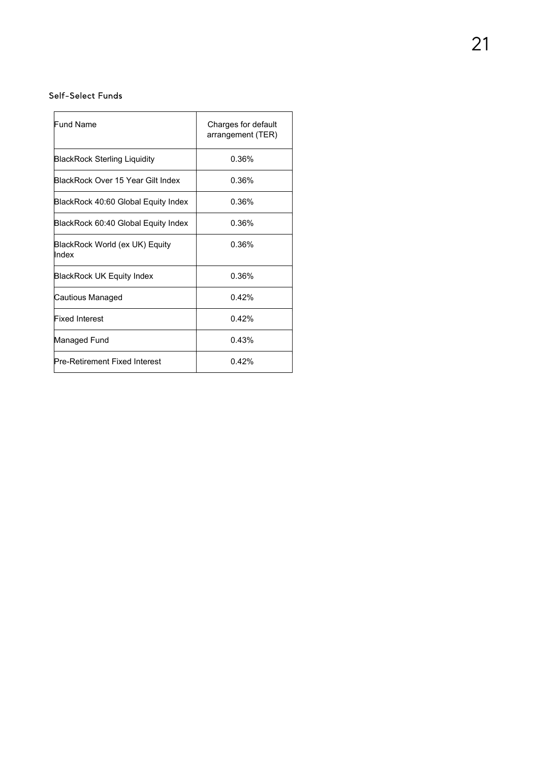### Self-Select Funds

| Fund Name | Charges for default arrangement (TER) |
|---|---|
| BlackRock Sterling Liquidity | 0.36% |
| BlackRock Over 15 Year Gilt Index | 0.36% |
| BlackRock 40:60 Global Equity Index | 0.36% |
| BlackRock 60:40 Global Equity Index | 0.36% |
| BlackRock World (ex UK) Equity Index | 0.36% |
| BlackRock UK Equity Index | 0.36% |
| Cautious Managed | 0.42% |
| Fixed Interest | 0.42% |
| Managed Fund | 0.43% |
| Pre-Retirement Fixed Interest | 0.42% |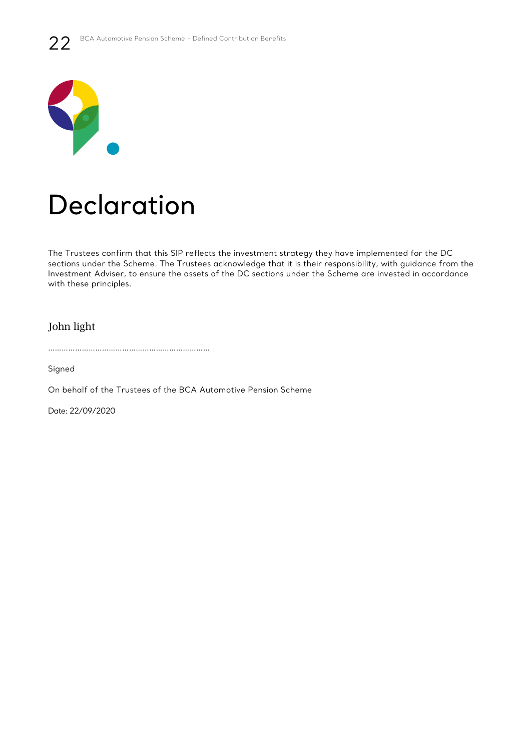# Declaration

The Trustees confirm that this SIP reflects the investment strategy they have implemented for the DC sections under the Scheme. The Trustees acknowledge that it is their responsibility, with guidance from the Investment Adviser, to ensure the assets of the DC sections under the Scheme are invested in accordance with these principles.

John light

………………………………………………………………

Signed

On behalf of the Trustees of the BCA Automotive Pension Scheme

Date: 22/09/2020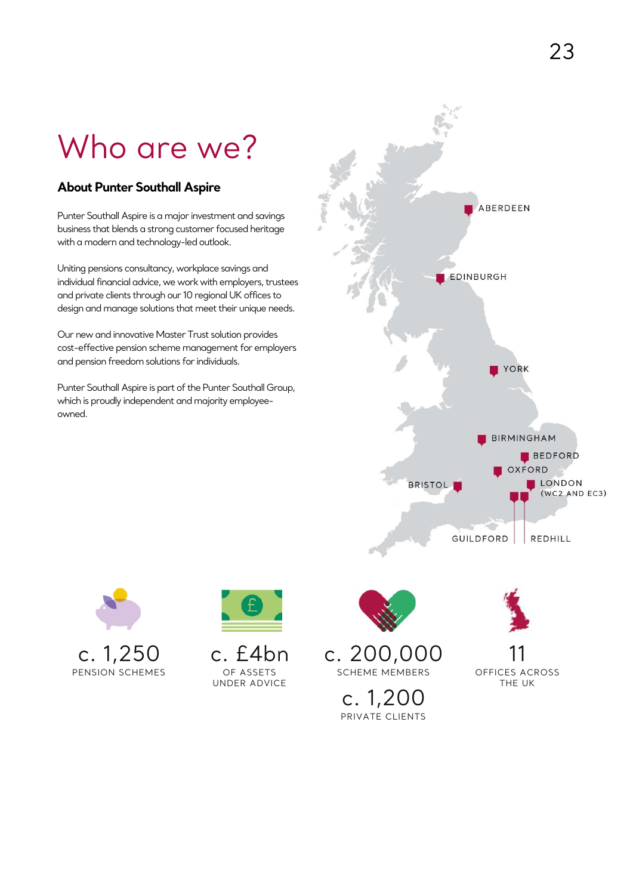# Who are we?

## About Punter Southall Aspire

Punter Southall Aspire is a major investment and savings business that blends a strong customer focused heritage with a modern and technology-led outlook.

Uniting pensions consultancy, workplace savings and individual financial advice, we work with employers, trustees and private clients through our 10 regional UK offices to design and manage solutions that meet their unique needs.

Our new and innovative Master Trust solution provides cost-effective pension scheme management for employers and pension freedom solutions for individuals.

Punter Southall Aspire is part of the Punter Southall Group, which is proudly independent and majority employee-owned.

ABERDEEN

EDINBURGH

YORK

BIRMINGHAM

BEDFORD

OXFORD

BRISTOL

LONDON (WC2 AND EC3)

GUILDFORD

REDHILL

c. 1,250
PENSION SCHEMES

c. £4bn
OF ASSETS UNDER ADVICE

c. 200,000
SCHEME MEMBERS

c. 1,200
PRIVATE CLIENTS

11
OFFICES ACROSS THE UK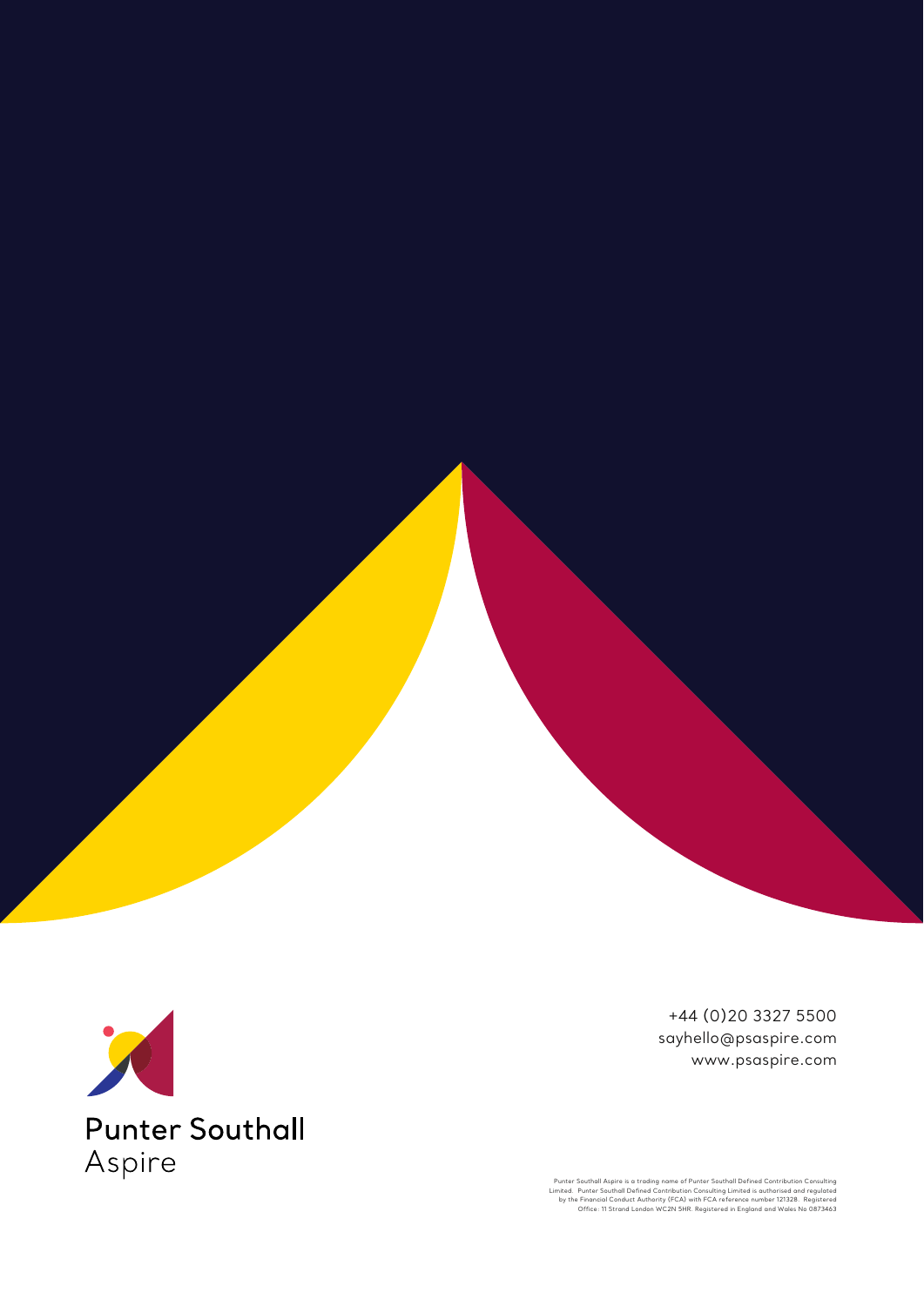Punter Southall
Aspire

+44 (0)20 3327 5500
sayhello@psaspire.com
www.psaspire.com

Punter Southall Aspire is a trading name of Punter Southall Defined Contribution Consulting Limited. Punter Southall Defined Contribution Consulting Limited is authorised and regulated by the Financial Conduct Authority (FCA) with FCA reference number 121328. Registered Office: 11 Strand London WC2N 5HR. Registered in England and Wales No 0873463